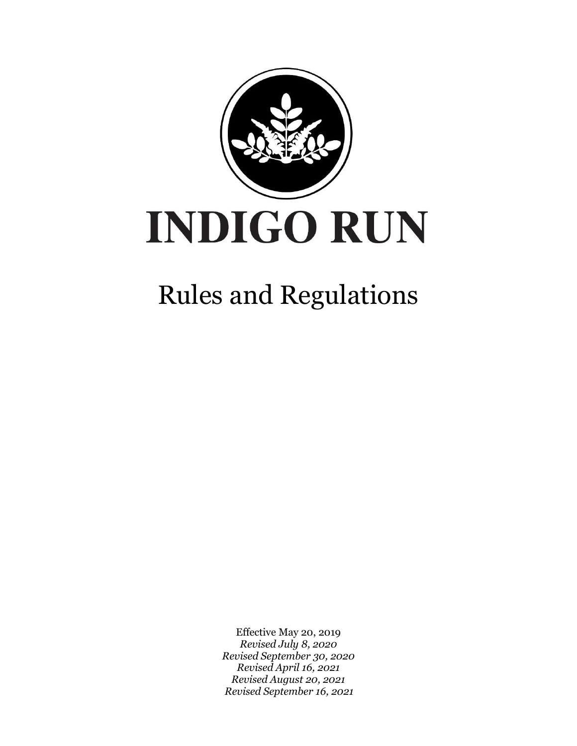# INDIGO RUN

## Rules and Regulations

Effective May 20, 2019
*Revised July 8, 2020*
*Revised September 30, 2020*
*Revised April 16, 2021*
*Revised August 20, 2021*
*Revised September 16, 2021*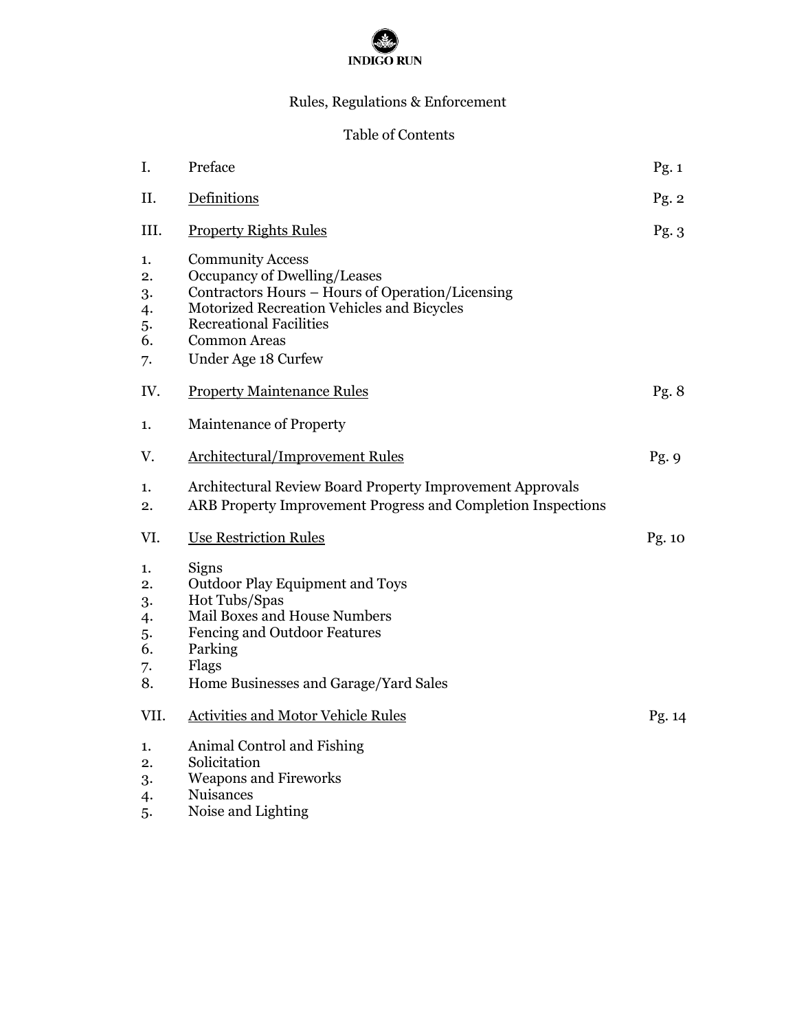**INDIGO RUN**

# Rules, Regulations & Enforcement

## Table of Contents

| | | |
|---|---|---|
| I. | Preface | Pg. 1 |
| II. | Definitions | Pg. 2 |
| III. | Property Rights Rules | Pg. 3 |
| 1. | Community Access | |
| 2. | Occupancy of Dwelling/Leases | |
| 3. | Contractors Hours – Hours of Operation/Licensing | |
| 4. | Motorized Recreation Vehicles and Bicycles | |
| 5. | Recreational Facilities | |
| 6. | Common Areas | |
| 7. | Under Age 18 Curfew | |
| IV. | Property Maintenance Rules | Pg. 8 |
| 1. | Maintenance of Property | |
| V. | Architectural/Improvement Rules | Pg. 9 |
| 1. | Architectural Review Board Property Improvement Approvals | |
| 2. | ARB Property Improvement Progress and Completion Inspections | |
| VI. | Use Restriction Rules | Pg. 10 |
| 1. | Signs | |
| 2. | Outdoor Play Equipment and Toys | |
| 3. | Hot Tubs/Spas | |
| 4. | Mail Boxes and House Numbers | |
| 5. | Fencing and Outdoor Features | |
| 6. | Parking | |
| 7. | Flags | |
| 8. | Home Businesses and Garage/Yard Sales | |
| VII. | Activities and Motor Vehicle Rules | Pg. 14 |
| 1. | Animal Control and Fishing | |
| 2. | Solicitation | |
| 3. | Weapons and Fireworks | |
| 4. | Nuisances | |
| 5. | Noise and Lighting | |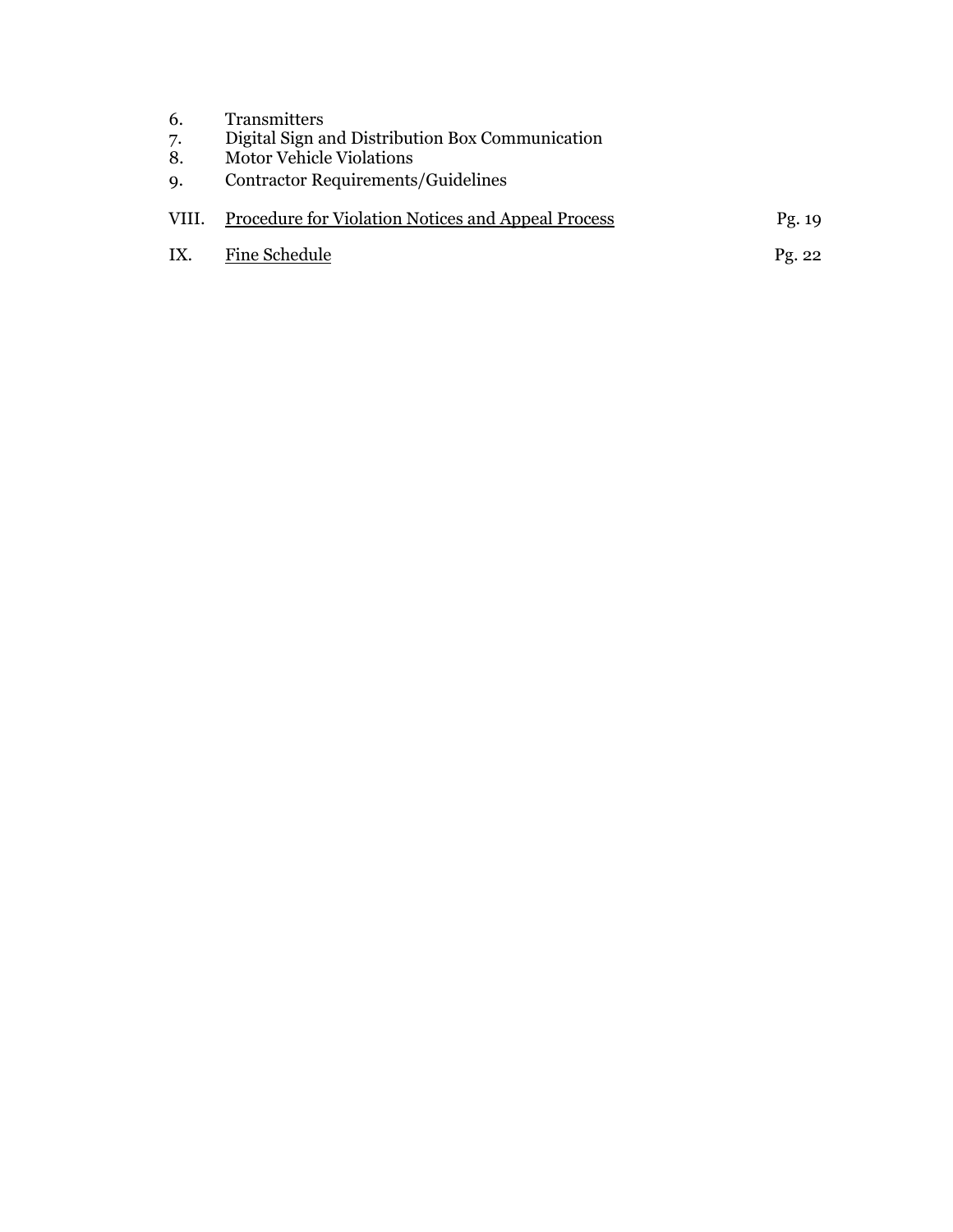6. Transmitters
7. Digital Sign and Distribution Box Communication
8. Motor Vehicle Violations
9. Contractor Requirements/Guidelines

VIII. Procedure for Violation Notices and Appeal Process ........ Pg. 19

IX. Fine Schedule ........ Pg. 22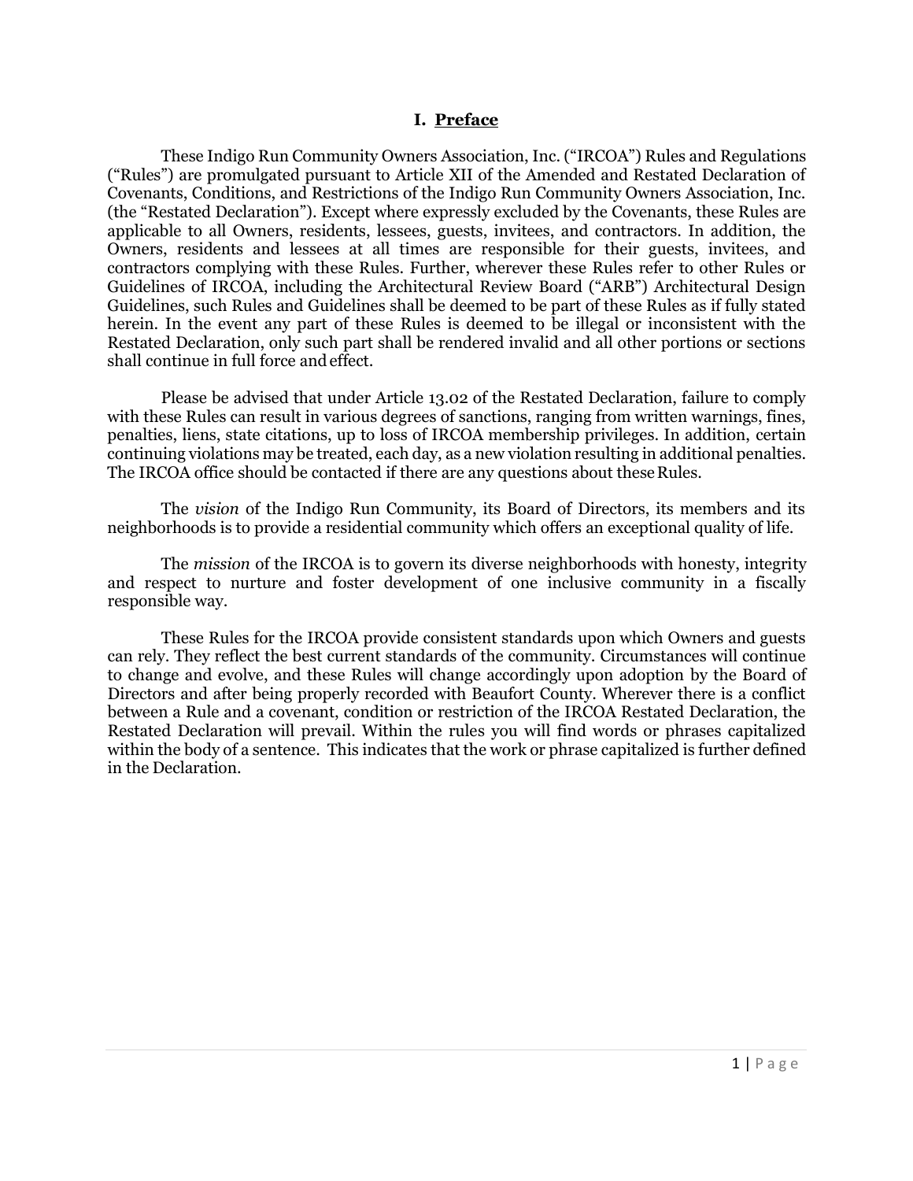## I. Preface

These Indigo Run Community Owners Association, Inc. ("IRCOA") Rules and Regulations ("Rules") are promulgated pursuant to Article XII of the Amended and Restated Declaration of Covenants, Conditions, and Restrictions of the Indigo Run Community Owners Association, Inc. (the "Restated Declaration"). Except where expressly excluded by the Covenants, these Rules are applicable to all Owners, residents, lessees, guests, invitees, and contractors. In addition, the Owners, residents and lessees at all times are responsible for their guests, invitees, and contractors complying with these Rules. Further, wherever these Rules refer to other Rules or Guidelines of IRCOA, including the Architectural Review Board ("ARB") Architectural Design Guidelines, such Rules and Guidelines shall be deemed to be part of these Rules as if fully stated herein. In the event any part of these Rules is deemed to be illegal or inconsistent with the Restated Declaration, only such part shall be rendered invalid and all other portions or sections shall continue in full force and effect.

Please be advised that under Article 13.02 of the Restated Declaration, failure to comply with these Rules can result in various degrees of sanctions, ranging from written warnings, fines, penalties, liens, state citations, up to loss of IRCOA membership privileges. In addition, certain continuing violations may be treated, each day, as a new violation resulting in additional penalties. The IRCOA office should be contacted if there are any questions about these Rules.

The *vision* of the Indigo Run Community, its Board of Directors, its members and its neighborhoods is to provide a residential community which offers an exceptional quality of life.

The *mission* of the IRCOA is to govern its diverse neighborhoods with honesty, integrity and respect to nurture and foster development of one inclusive community in a fiscally responsible way.

These Rules for the IRCOA provide consistent standards upon which Owners and guests can rely. They reflect the best current standards of the community. Circumstances will continue to change and evolve, and these Rules will change accordingly upon adoption by the Board of Directors and after being properly recorded with Beaufort County. Wherever there is a conflict between a Rule and a covenant, condition or restriction of the IRCOA Restated Declaration, the Restated Declaration will prevail. Within the rules you will find words or phrases capitalized within the body of a sentence. This indicates that the work or phrase capitalized is further defined in the Declaration.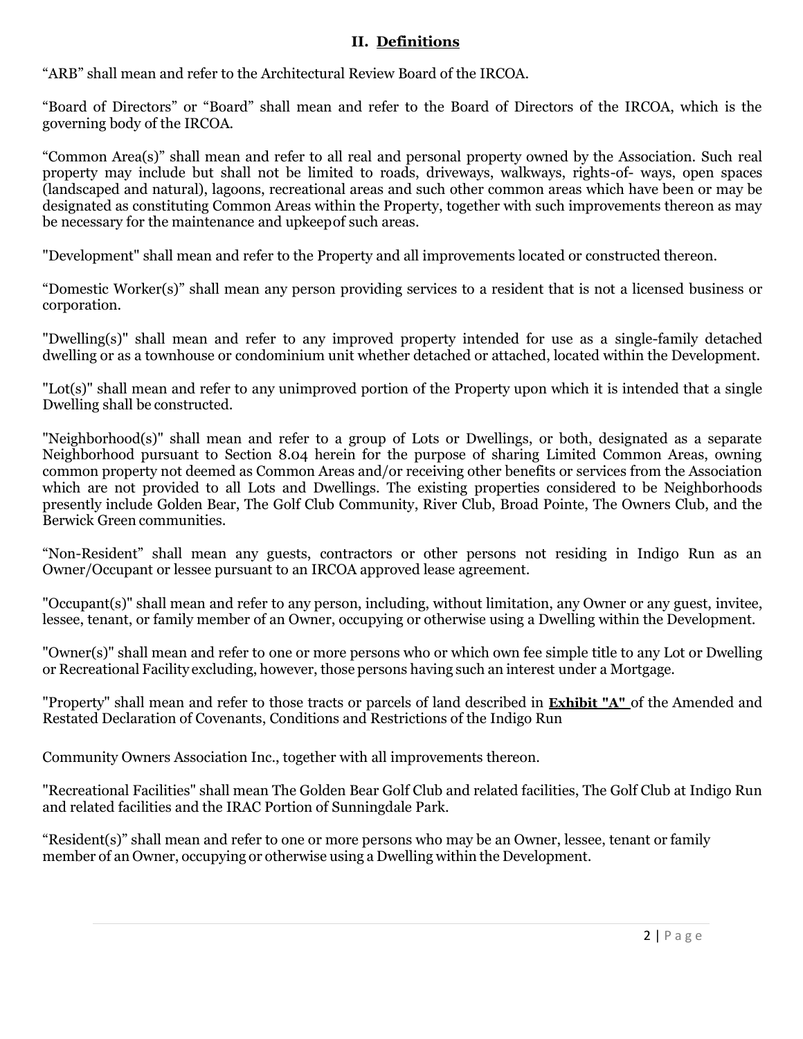## II. Definitions

"ARB" shall mean and refer to the Architectural Review Board of the IRCOA.

"Board of Directors" or "Board" shall mean and refer to the Board of Directors of the IRCOA, which is the governing body of the IRCOA.

"Common Area(s)" shall mean and refer to all real and personal property owned by the Association. Such real property may include but shall not be limited to roads, driveways, walkways, rights-of- ways, open spaces (landscaped and natural), lagoons, recreational areas and such other common areas which have been or may be designated as constituting Common Areas within the Property, together with such improvements thereon as may be necessary for the maintenance and upkeep of such areas.

"Development" shall mean and refer to the Property and all improvements located or constructed thereon.

"Domestic Worker(s)" shall mean any person providing services to a resident that is not a licensed business or corporation.

"Dwelling(s)" shall mean and refer to any improved property intended for use as a single-family detached dwelling or as a townhouse or condominium unit whether detached or attached, located within the Development.

"Lot(s)" shall mean and refer to any unimproved portion of the Property upon which it is intended that a single Dwelling shall be constructed.

"Neighborhood(s)" shall mean and refer to a group of Lots or Dwellings, or both, designated as a separate Neighborhood pursuant to Section 8.04 herein for the purpose of sharing Limited Common Areas, owning common property not deemed as Common Areas and/or receiving other benefits or services from the Association which are not provided to all Lots and Dwellings. The existing properties considered to be Neighborhoods presently include Golden Bear, The Golf Club Community, River Club, Broad Pointe, The Owners Club, and the Berwick Green communities.

"Non-Resident" shall mean any guests, contractors or other persons not residing in Indigo Run as an Owner/Occupant or lessee pursuant to an IRCOA approved lease agreement.

"Occupant(s)" shall mean and refer to any person, including, without limitation, any Owner or any guest, invitee, lessee, tenant, or family member of an Owner, occupying or otherwise using a Dwelling within the Development.

"Owner(s)" shall mean and refer to one or more persons who or which own fee simple title to any Lot or Dwelling or Recreational Facility excluding, however, those persons having such an interest under a Mortgage.

"Property" shall mean and refer to those tracts or parcels of land described in **Exhibit "A"** of the Amended and Restated Declaration of Covenants, Conditions and Restrictions of the Indigo Run

Community Owners Association Inc., together with all improvements thereon.

"Recreational Facilities" shall mean The Golden Bear Golf Club and related facilities, The Golf Club at Indigo Run and related facilities and the IRAC Portion of Sunningdale Park.

"Resident(s)" shall mean and refer to one or more persons who may be an Owner, lessee, tenant or family member of an Owner, occupying or otherwise using a Dwelling within the Development.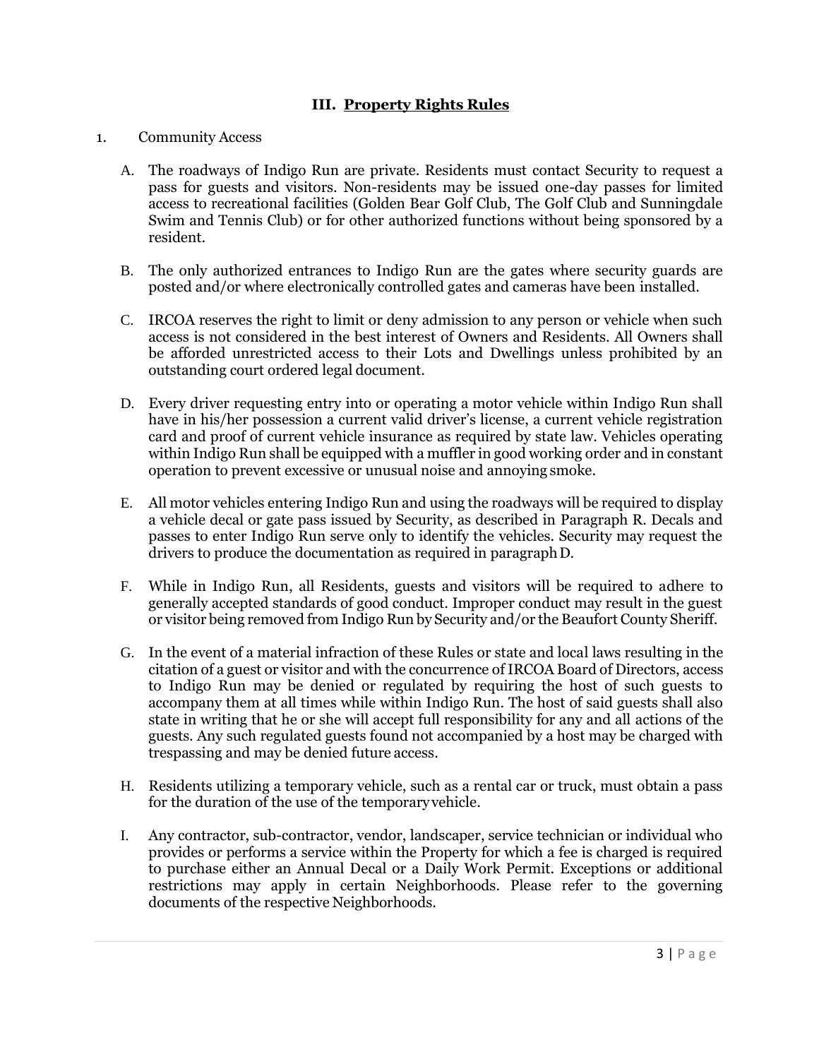## III. **Property Rights Rules**

1. Community Access

   A. The roadways of Indigo Run are private. Residents must contact Security to request a pass for guests and visitors. Non-residents may be issued one-day passes for limited access to recreational facilities (Golden Bear Golf Club, The Golf Club and Sunningdale Swim and Tennis Club) or for other authorized functions without being sponsored by a resident.

   B. The only authorized entrances to Indigo Run are the gates where security guards are posted and/or where electronically controlled gates and cameras have been installed.

   C. IRCOA reserves the right to limit or deny admission to any person or vehicle when such access is not considered in the best interest of Owners and Residents. All Owners shall be afforded unrestricted access to their Lots and Dwellings unless prohibited by an outstanding court ordered legal document.

   D. Every driver requesting entry into or operating a motor vehicle within Indigo Run shall have in his/her possession a current valid driver's license, a current vehicle registration card and proof of current vehicle insurance as required by state law. Vehicles operating within Indigo Run shall be equipped with a muffler in good working order and in constant operation to prevent excessive or unusual noise and annoying smoke.

   E. All motor vehicles entering Indigo Run and using the roadways will be required to display a vehicle decal or gate pass issued by Security, as described in Paragraph R. Decals and passes to enter Indigo Run serve only to identify the vehicles. Security may request the drivers to produce the documentation as required in paragraph D.

   F. While in Indigo Run, all Residents, guests and visitors will be required to adhere to generally accepted standards of good conduct. Improper conduct may result in the guest or visitor being removed from Indigo Run by Security and/or the Beaufort County Sheriff.

   G. In the event of a material infraction of these Rules or state and local laws resulting in the citation of a guest or visitor and with the concurrence of IRCOA Board of Directors, access to Indigo Run may be denied or regulated by requiring the host of such guests to accompany them at all times while within Indigo Run. The host of said guests shall also state in writing that he or she will accept full responsibility for any and all actions of the guests. Any such regulated guests found not accompanied by a host may be charged with trespassing and may be denied future access.

   H. Residents utilizing a temporary vehicle, such as a rental car or truck, must obtain a pass for the duration of the use of the temporary vehicle.

   I. Any contractor, sub-contractor, vendor, landscaper, service technician or individual who provides or performs a service within the Property for which a fee is charged is required to purchase either an Annual Decal or a Daily Work Permit. Exceptions or additional restrictions may apply in certain Neighborhoods. Please refer to the governing documents of the respective Neighborhoods.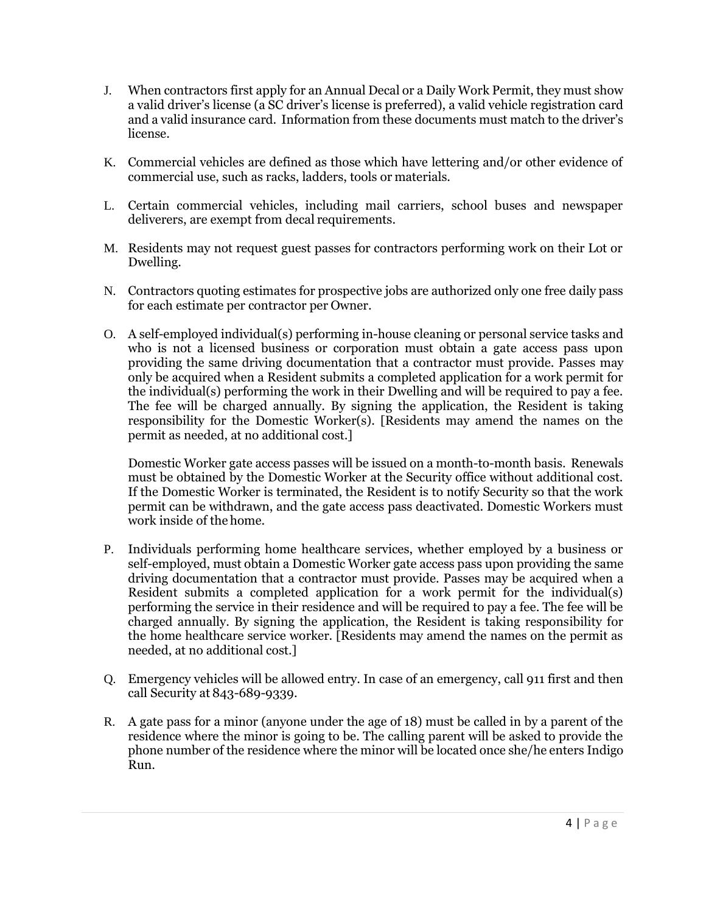J. When contractors first apply for an Annual Decal or a Daily Work Permit, they must show a valid driver's license (a SC driver's license is preferred), a valid vehicle registration card and a valid insurance card. Information from these documents must match to the driver's license.

K. Commercial vehicles are defined as those which have lettering and/or other evidence of commercial use, such as racks, ladders, tools or materials.

L. Certain commercial vehicles, including mail carriers, school buses and newspaper deliverers, are exempt from decal requirements.

M. Residents may not request guest passes for contractors performing work on their Lot or Dwelling.

N. Contractors quoting estimates for prospective jobs are authorized only one free daily pass for each estimate per contractor per Owner.

O. A self-employed individual(s) performing in-house cleaning or personal service tasks and who is not a licensed business or corporation must obtain a gate access pass upon providing the same driving documentation that a contractor must provide. Passes may only be acquired when a Resident submits a completed application for a work permit for the individual(s) performing the work in their Dwelling and will be required to pay a fee. The fee will be charged annually. By signing the application, the Resident is taking responsibility for the Domestic Worker(s). [Residents may amend the names on the permit as needed, at no additional cost.]

   Domestic Worker gate access passes will be issued on a month-to-month basis. Renewals must be obtained by the Domestic Worker at the Security office without additional cost. If the Domestic Worker is terminated, the Resident is to notify Security so that the work permit can be withdrawn, and the gate access pass deactivated. Domestic Workers must work inside of the home.

P. Individuals performing home healthcare services, whether employed by a business or self-employed, must obtain a Domestic Worker gate access pass upon providing the same driving documentation that a contractor must provide. Passes may be acquired when a Resident submits a completed application for a work permit for the individual(s) performing the service in their residence and will be required to pay a fee. The fee will be charged annually. By signing the application, the Resident is taking responsibility for the home healthcare service worker. [Residents may amend the names on the permit as needed, at no additional cost.]

Q. Emergency vehicles will be allowed entry. In case of an emergency, call 911 first and then call Security at 843-689-9339.

R. A gate pass for a minor (anyone under the age of 18) must be called in by a parent of the residence where the minor is going to be. The calling parent will be asked to provide the phone number of the residence where the minor will be located once she/he enters Indigo Run.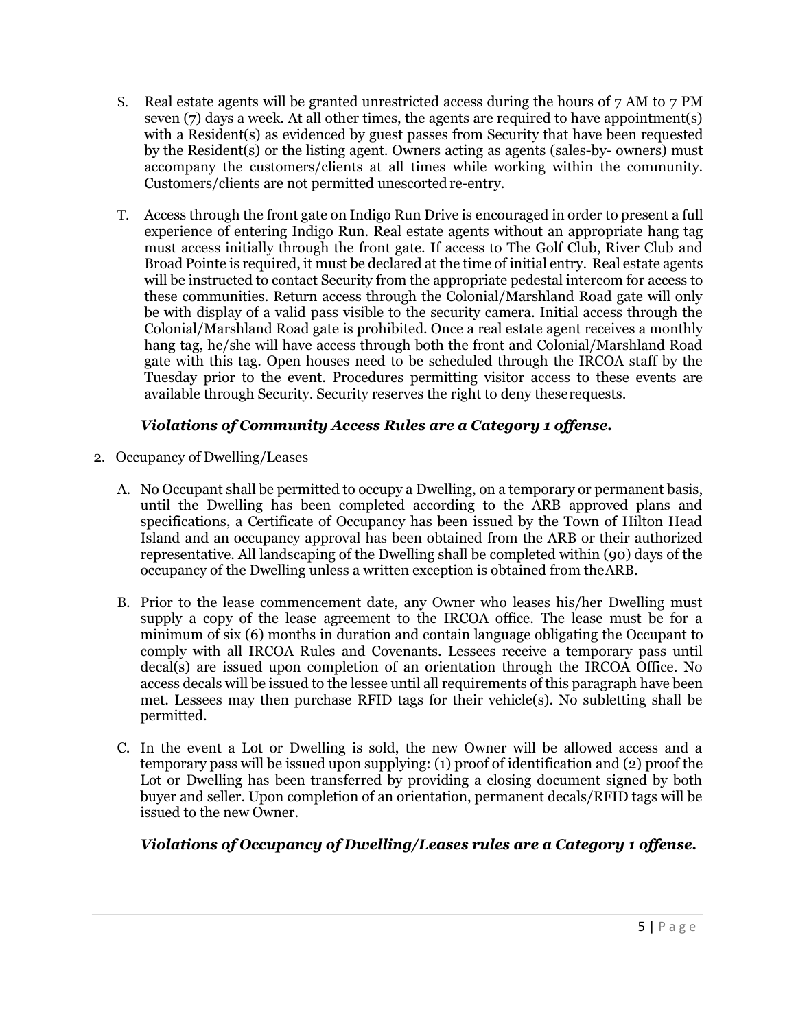S. Real estate agents will be granted unrestricted access during the hours of 7 AM to 7 PM seven (7) days a week. At all other times, the agents are required to have appointment(s) with a Resident(s) as evidenced by guest passes from Security that have been requested by the Resident(s) or the listing agent. Owners acting as agents (sales-by- owners) must accompany the customers/clients at all times while working within the community. Customers/clients are not permitted unescorted re-entry.

T. Access through the front gate on Indigo Run Drive is encouraged in order to present a full experience of entering Indigo Run. Real estate agents without an appropriate hang tag must access initially through the front gate. If access to The Golf Club, River Club and Broad Pointe is required, it must be declared at the time of initial entry. Real estate agents will be instructed to contact Security from the appropriate pedestal intercom for access to these communities. Return access through the Colonial/Marshland Road gate will only be with display of a valid pass visible to the security camera. Initial access through the Colonial/Marshland Road gate is prohibited. Once a real estate agent receives a monthly hang tag, he/she will have access through both the front and Colonial/Marshland Road gate with this tag. Open houses need to be scheduled through the IRCOA staff by the Tuesday prior to the event. Procedures permitting visitor access to these events are available through Security. Security reserves the right to deny these requests.

***Violations of Community Access Rules are a Category 1 offense.***

2. Occupancy of Dwelling/Leases

A. No Occupant shall be permitted to occupy a Dwelling, on a temporary or permanent basis, until the Dwelling has been completed according to the ARB approved plans and specifications, a Certificate of Occupancy has been issued by the Town of Hilton Head Island and an occupancy approval has been obtained from the ARB or their authorized representative. All landscaping of the Dwelling shall be completed within (90) days of the occupancy of the Dwelling unless a written exception is obtained from the ARB.

B. Prior to the lease commencement date, any Owner who leases his/her Dwelling must supply a copy of the lease agreement to the IRCOA office. The lease must be for a minimum of six (6) months in duration and contain language obligating the Occupant to comply with all IRCOA Rules and Covenants. Lessees receive a temporary pass until decal(s) are issued upon completion of an orientation through the IRCOA Office. No access decals will be issued to the lessee until all requirements of this paragraph have been met. Lessees may then purchase RFID tags for their vehicle(s). No subletting shall be permitted.

C. In the event a Lot or Dwelling is sold, the new Owner will be allowed access and a temporary pass will be issued upon supplying: (1) proof of identification and (2) proof the Lot or Dwelling has been transferred by providing a closing document signed by both buyer and seller. Upon completion of an orientation, permanent decals/RFID tags will be issued to the new Owner.

***Violations of Occupancy of Dwelling/Leases rules are a Category 1 offense.***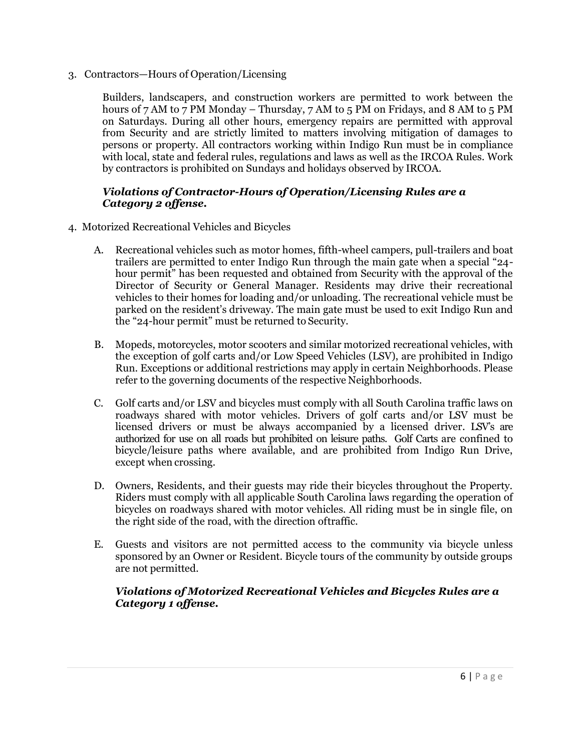3. Contractors—Hours of Operation/Licensing

   Builders, landscapers, and construction workers are permitted to work between the hours of 7 AM to 7 PM Monday – Thursday, 7 AM to 5 PM on Fridays, and 8 AM to 5 PM on Saturdays. During all other hours, emergency repairs are permitted with approval from Security and are strictly limited to matters involving mitigation of damages to persons or property. All contractors working within Indigo Run must be in compliance with local, state and federal rules, regulations and laws as well as the IRCOA Rules. Work by contractors is prohibited on Sundays and holidays observed by IRCOA.

   ***Violations of Contractor-Hours of Operation/Licensing Rules are a Category 2 offense.***

4. Motorized Recreational Vehicles and Bicycles

   A. Recreational vehicles such as motor homes, fifth-wheel campers, pull-trailers and boat trailers are permitted to enter Indigo Run through the main gate when a special "24-hour permit" has been requested and obtained from Security with the approval of the Director of Security or General Manager. Residents may drive their recreational vehicles to their homes for loading and/or unloading. The recreational vehicle must be parked on the resident's driveway. The main gate must be used to exit Indigo Run and the "24-hour permit" must be returned to Security.

   B. Mopeds, motorcycles, motor scooters and similar motorized recreational vehicles, with the exception of golf carts and/or Low Speed Vehicles (LSV), are prohibited in Indigo Run. Exceptions or additional restrictions may apply in certain Neighborhoods. Please refer to the governing documents of the respective Neighborhoods.

   C. Golf carts and/or LSV and bicycles must comply with all South Carolina traffic laws on roadways shared with motor vehicles. Drivers of golf carts and/or LSV must be licensed drivers or must be always accompanied by a licensed driver. LSV's are authorized for use on all roads but prohibited on leisure paths. Golf Carts are confined to bicycle/leisure paths where available, and are prohibited from Indigo Run Drive, except when crossing.

   D. Owners, Residents, and their guests may ride their bicycles throughout the Property. Riders must comply with all applicable South Carolina laws regarding the operation of bicycles on roadways shared with motor vehicles. All riding must be in single file, on the right side of the road, with the direction oftraffic.

   E. Guests and visitors are not permitted access to the community via bicycle unless sponsored by an Owner or Resident. Bicycle tours of the community by outside groups are not permitted.

   ***Violations of Motorized Recreational Vehicles and Bicycles Rules are a Category 1 offense.***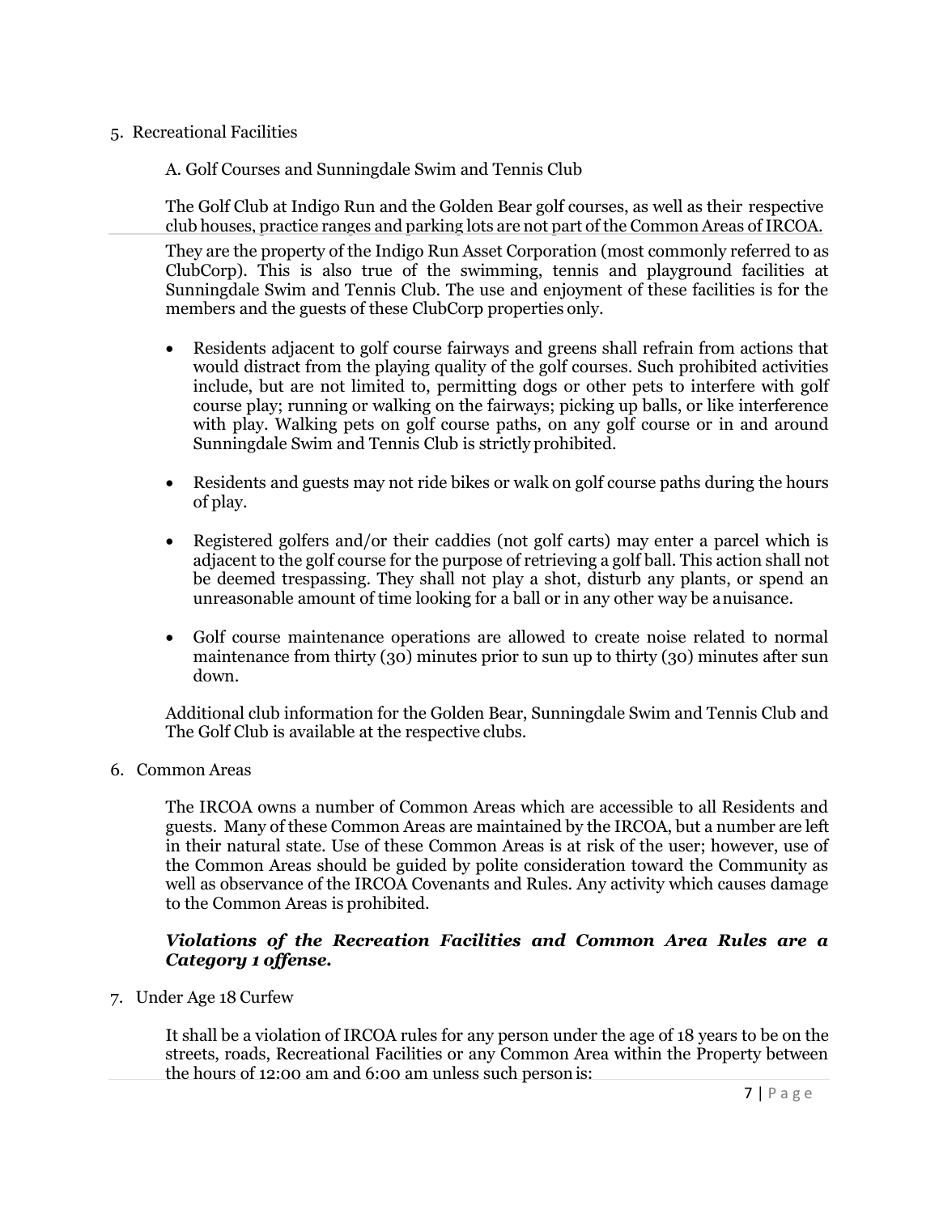5. Recreational Facilities

A. Golf Courses and Sunningdale Swim and Tennis Club

The Golf Club at Indigo Run and the Golden Bear golf courses, as well as their respective club houses, practice ranges and parking lots are not part of the Common Areas of IRCOA. They are the property of the Indigo Run Asset Corporation (most commonly referred to as ClubCorp). This is also true of the swimming, tennis and playground facilities at Sunningdale Swim and Tennis Club. The use and enjoyment of these facilities is for the members and the guests of these ClubCorp properties only.

- Residents adjacent to golf course fairways and greens shall refrain from actions that would distract from the playing quality of the golf courses. Such prohibited activities include, but are not limited to, permitting dogs or other pets to interfere with golf course play; running or walking on the fairways; picking up balls, or like interference with play. Walking pets on golf course paths, on any golf course or in and around Sunningdale Swim and Tennis Club is strictly prohibited.

- Residents and guests may not ride bikes or walk on golf course paths during the hours of play.

- Registered golfers and/or their caddies (not golf carts) may enter a parcel which is adjacent to the golf course for the purpose of retrieving a golf ball. This action shall not be deemed trespassing. They shall not play a shot, disturb any plants, or spend an unreasonable amount of time looking for a ball or in any other way be a nuisance.

- Golf course maintenance operations are allowed to create noise related to normal maintenance from thirty (30) minutes prior to sun up to thirty (30) minutes after sun down.

Additional club information for the Golden Bear, Sunningdale Swim and Tennis Club and The Golf Club is available at the respective clubs.

6. Common Areas

The IRCOA owns a number of Common Areas which are accessible to all Residents and guests. Many of these Common Areas are maintained by the IRCOA, but a number are left in their natural state. Use of these Common Areas is at risk of the user; however, use of the Common Areas should be guided by polite consideration toward the Community as well as observance of the IRCOA Covenants and Rules. Any activity which causes damage to the Common Areas is prohibited.

***Violations of the Recreation Facilities and Common Area Rules are a Category 1 offense.***

7. Under Age 18 Curfew

It shall be a violation of IRCOA rules for any person under the age of 18 years to be on the streets, roads, Recreational Facilities or any Common Area within the Property between the hours of 12:00 am and 6:00 am unless such person is: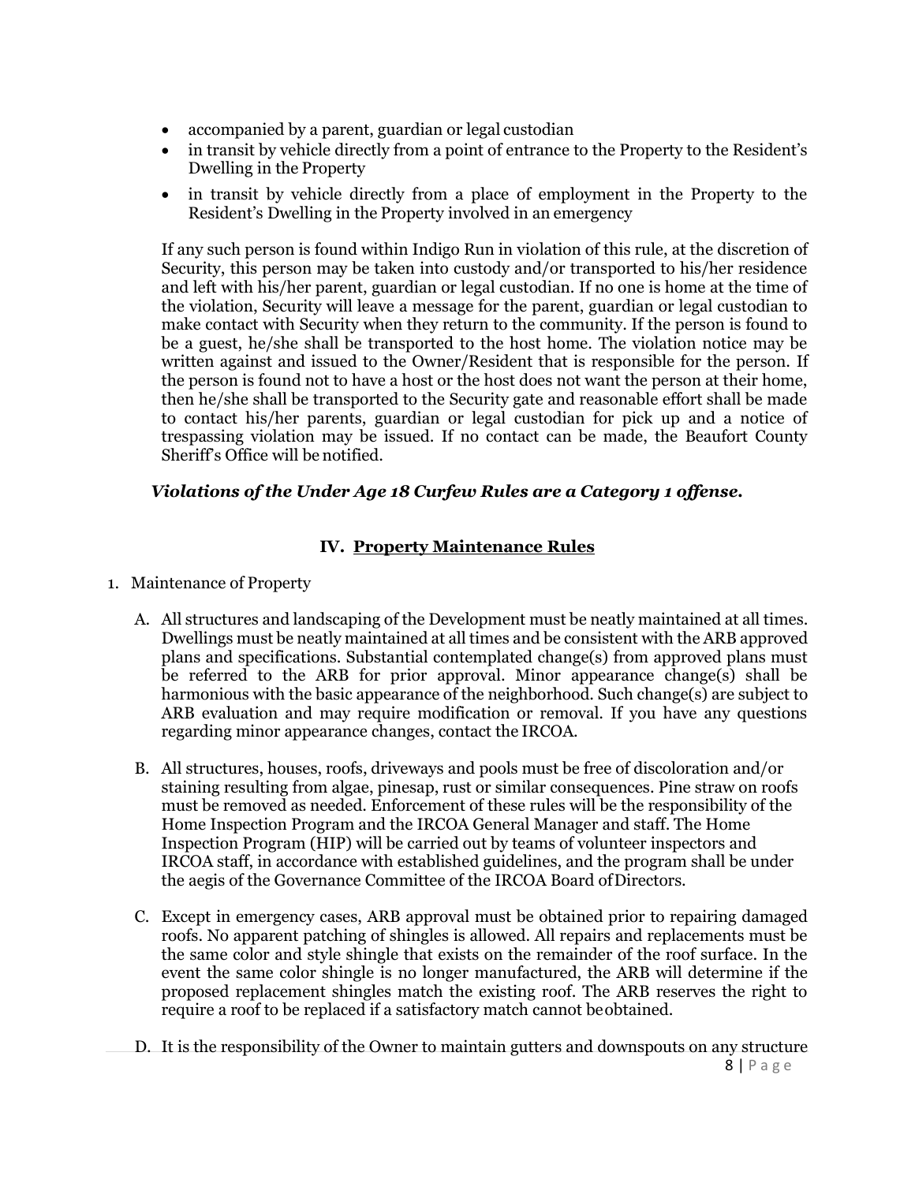- accompanied by a parent, guardian or legal custodian
- in transit by vehicle directly from a point of entrance to the Property to the Resident's Dwelling in the Property
- in transit by vehicle directly from a place of employment in the Property to the Resident's Dwelling in the Property involved in an emergency

If any such person is found within Indigo Run in violation of this rule, at the discretion of Security, this person may be taken into custody and/or transported to his/her residence and left with his/her parent, guardian or legal custodian. If no one is home at the time of the violation, Security will leave a message for the parent, guardian or legal custodian to make contact with Security when they return to the community. If the person is found to be a guest, he/she shall be transported to the host home. The violation notice may be written against and issued to the Owner/Resident that is responsible for the person. If the person is found not to have a host or the host does not want the person at their home, then he/she shall be transported to the Security gate and reasonable effort shall be made to contact his/her parents, guardian or legal custodian for pick up and a notice of trespassing violation may be issued. If no contact can be made, the Beaufort County Sheriff's Office will be notified.

***Violations of the Under Age 18 Curfew Rules are a Category 1 offense.***

## IV. Property Maintenance Rules

1. Maintenance of Property

   A. All structures and landscaping of the Development must be neatly maintained at all times. Dwellings must be neatly maintained at all times and be consistent with the ARB approved plans and specifications. Substantial contemplated change(s) from approved plans must be referred to the ARB for prior approval. Minor appearance change(s) shall be harmonious with the basic appearance of the neighborhood. Such change(s) are subject to ARB evaluation and may require modification or removal. If you have any questions regarding minor appearance changes, contact the IRCOA.

   B. All structures, houses, roofs, driveways and pools must be free of discoloration and/or staining resulting from algae, pinesap, rust or similar consequences. Pine straw on roofs must be removed as needed. Enforcement of these rules will be the responsibility of the Home Inspection Program and the IRCOA General Manager and staff. The Home Inspection Program (HIP) will be carried out by teams of volunteer inspectors and IRCOA staff, in accordance with established guidelines, and the program shall be under the aegis of the Governance Committee of the IRCOA Board of Directors.

   C. Except in emergency cases, ARB approval must be obtained prior to repairing damaged roofs. No apparent patching of shingles is allowed. All repairs and replacements must be the same color and style shingle that exists on the remainder of the roof surface. In the event the same color shingle is no longer manufactured, the ARB will determine if the proposed replacement shingles match the existing roof. The ARB reserves the right to require a roof to be replaced if a satisfactory match cannot be obtained.

   D. It is the responsibility of the Owner to maintain gutters and downspouts on any structure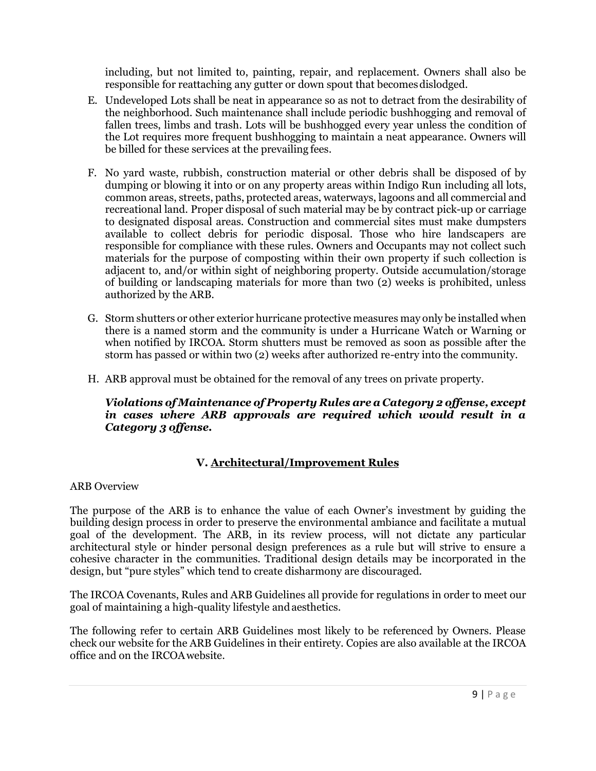including, but not limited to, painting, repair, and replacement. Owners shall also be responsible for reattaching any gutter or down spout that becomes dislodged.

E. Undeveloped Lots shall be neat in appearance so as not to detract from the desirability of the neighborhood. Such maintenance shall include periodic bushhogging and removal of fallen trees, limbs and trash. Lots will be bushhogged every year unless the condition of the Lot requires more frequent bushhogging to maintain a neat appearance. Owners will be billed for these services at the prevailing fees.

F. No yard waste, rubbish, construction material or other debris shall be disposed of by dumping or blowing it into or on any property areas within Indigo Run including all lots, common areas, streets, paths, protected areas, waterways, lagoons and all commercial and recreational land. Proper disposal of such material may be by contract pick-up or carriage to designated disposal areas. Construction and commercial sites must make dumpsters available to collect debris for periodic disposal. Those who hire landscapers are responsible for compliance with these rules. Owners and Occupants may not collect such materials for the purpose of composting within their own property if such collection is adjacent to, and/or within sight of neighboring property. Outside accumulation/storage of building or landscaping materials for more than two (2) weeks is prohibited, unless authorized by the ARB.

G. Storm shutters or other exterior hurricane protective measures may only be installed when there is a named storm and the community is under a Hurricane Watch or Warning or when notified by IRCOA. Storm shutters must be removed as soon as possible after the storm has passed or within two (2) weeks after authorized re-entry into the community.

H. ARB approval must be obtained for the removal of any trees on private property.

***Violations of Maintenance of Property Rules are a Category 2 offense, except in cases where ARB approvals are required which would result in a Category 3 offense.***

## V. <u>Architectural/Improvement Rules</u>

ARB Overview

The purpose of the ARB is to enhance the value of each Owner's investment by guiding the building design process in order to preserve the environmental ambiance and facilitate a mutual goal of the development. The ARB, in its review process, will not dictate any particular architectural style or hinder personal design preferences as a rule but will strive to ensure a cohesive character in the communities. Traditional design details may be incorporated in the design, but "pure styles" which tend to create disharmony are discouraged.

The IRCOA Covenants, Rules and ARB Guidelines all provide for regulations in order to meet our goal of maintaining a high-quality lifestyle and aesthetics.

The following refer to certain ARB Guidelines most likely to be referenced by Owners. Please check our website for the ARB Guidelines in their entirety. Copies are also available at the IRCOA office and on the IRCOA website.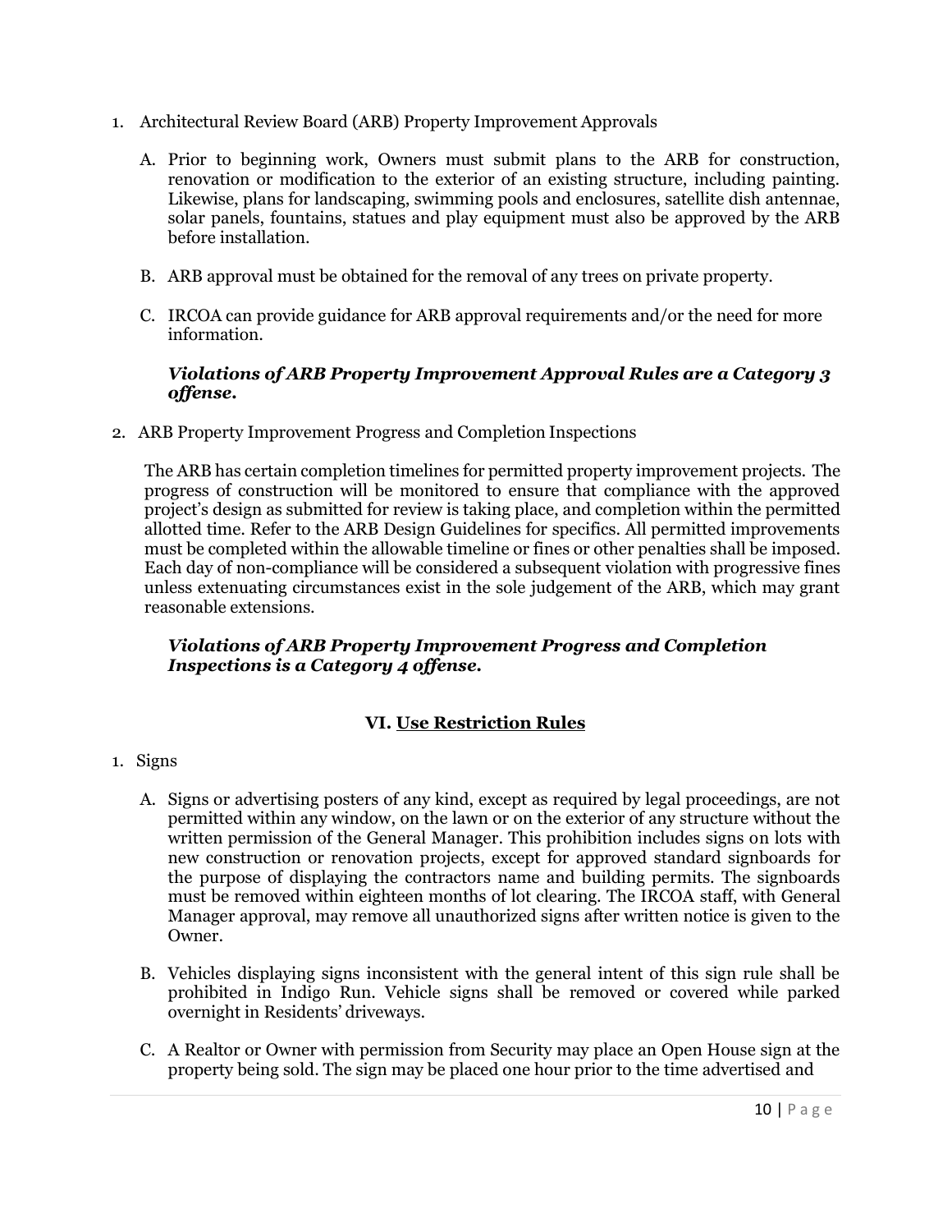1. Architectural Review Board (ARB) Property Improvement Approvals

   A. Prior to beginning work, Owners must submit plans to the ARB for construction, renovation or modification to the exterior of an existing structure, including painting. Likewise, plans for landscaping, swimming pools and enclosures, satellite dish antennae, solar panels, fountains, statues and play equipment must also be approved by the ARB before installation.

   B. ARB approval must be obtained for the removal of any trees on private property.

   C. IRCOA can provide guidance for ARB approval requirements and/or the need for more information.

   ***Violations of ARB Property Improvement Approval Rules are a Category 3 offense.***

2. ARB Property Improvement Progress and Completion Inspections

   The ARB has certain completion timelines for permitted property improvement projects. The progress of construction will be monitored to ensure that compliance with the approved project's design as submitted for review is taking place, and completion within the permitted allotted time. Refer to the ARB Design Guidelines for specifics. All permitted improvements must be completed within the allowable timeline or fines or other penalties shall be imposed. Each day of non-compliance will be considered a subsequent violation with progressive fines unless extenuating circumstances exist in the sole judgement of the ARB, which may grant reasonable extensions.

   ***Violations of ARB Property Improvement Progress and Completion Inspections is a Category 4 offense.***

## VI. Use Restriction Rules

1. Signs

   A. Signs or advertising posters of any kind, except as required by legal proceedings, are not permitted within any window, on the lawn or on the exterior of any structure without the written permission of the General Manager. This prohibition includes signs on lots with new construction or renovation projects, except for approved standard signboards for the purpose of displaying the contractors name and building permits. The signboards must be removed within eighteen months of lot clearing. The IRCOA staff, with General Manager approval, may remove all unauthorized signs after written notice is given to the Owner.

   B. Vehicles displaying signs inconsistent with the general intent of this sign rule shall be prohibited in Indigo Run. Vehicle signs shall be removed or covered while parked overnight in Residents' driveways.

   C. A Realtor or Owner with permission from Security may place an Open House sign at the property being sold. The sign may be placed one hour prior to the time advertised and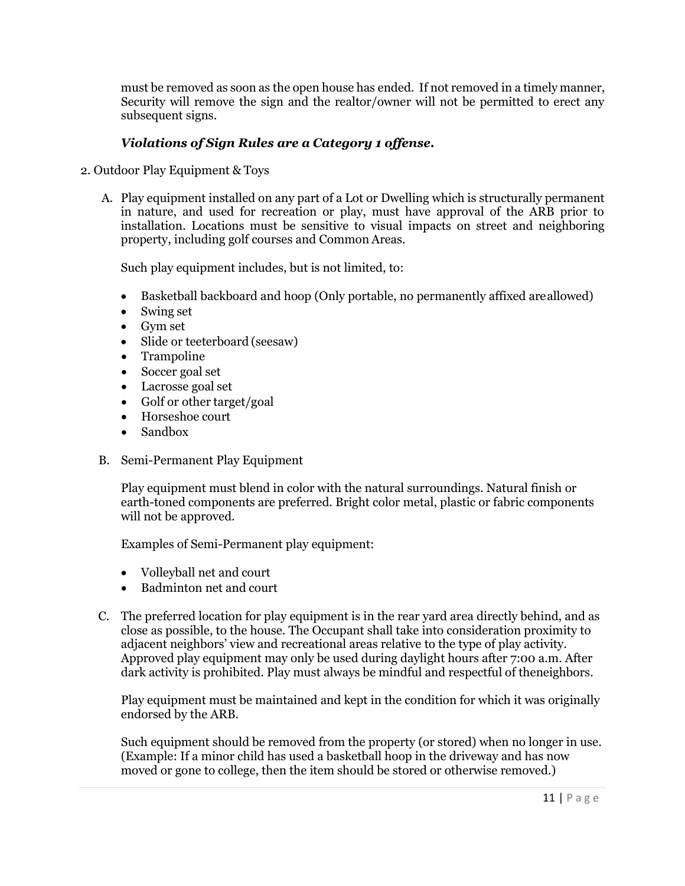must be removed as soon as the open house has ended. If not removed in a timely manner, Security will remove the sign and the realtor/owner will not be permitted to erect any subsequent signs.

***Violations of Sign Rules are a Category 1 offense.***

2. Outdoor Play Equipment & Toys

A. Play equipment installed on any part of a Lot or Dwelling which is structurally permanent in nature, and used for recreation or play, must have approval of the ARB prior to installation. Locations must be sensitive to visual impacts on street and neighboring property, including golf courses and Common Areas.

Such play equipment includes, but is not limited, to:

- Basketball backboard and hoop (Only portable, no permanently affixed are allowed)
- Swing set
- Gym set
- Slide or teeterboard (seesaw)
- Trampoline
- Soccer goal set
- Lacrosse goal set
- Golf or other target/goal
- Horseshoe court
- Sandbox

B. Semi-Permanent Play Equipment

Play equipment must blend in color with the natural surroundings. Natural finish or earth-toned components are preferred. Bright color metal, plastic or fabric components will not be approved.

Examples of Semi-Permanent play equipment:

- Volleyball net and court
- Badminton net and court

C. The preferred location for play equipment is in the rear yard area directly behind, and as close as possible, to the house. The Occupant shall take into consideration proximity to adjacent neighbors' view and recreational areas relative to the type of play activity. Approved play equipment may only be used during daylight hours after 7:00 a.m. After dark activity is prohibited. Play must always be mindful and respectful of the neighbors.

Play equipment must be maintained and kept in the condition for which it was originally endorsed by the ARB.

Such equipment should be removed from the property (or stored) when no longer in use. (Example: If a minor child has used a basketball hoop in the driveway and has now moved or gone to college, then the item should be stored or otherwise removed.)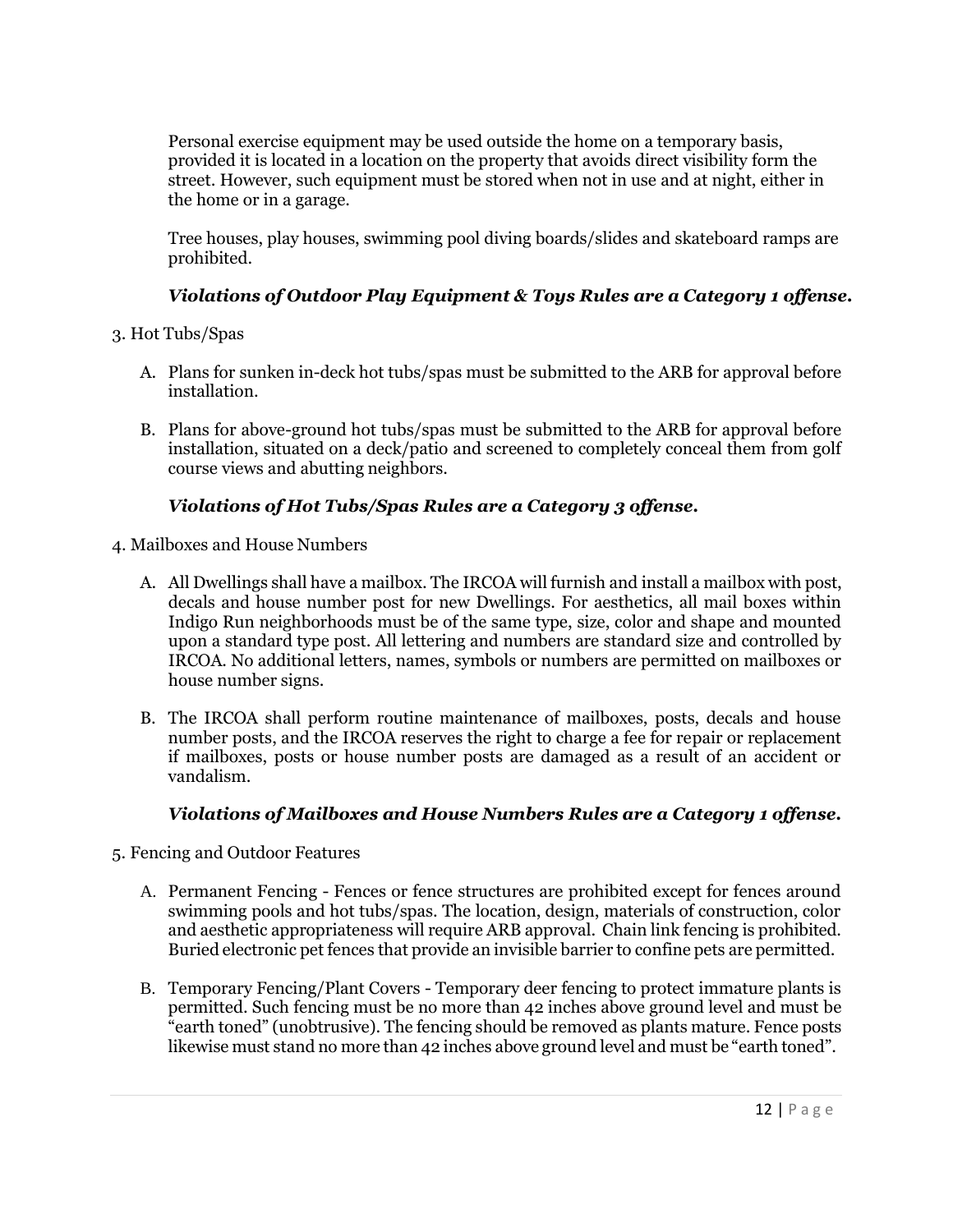Personal exercise equipment may be used outside the home on a temporary basis, provided it is located in a location on the property that avoids direct visibility form the street. However, such equipment must be stored when not in use and at night, either in the home or in a garage.

Tree houses, play houses, swimming pool diving boards/slides and skateboard ramps are prohibited.

***Violations of Outdoor Play Equipment & Toys Rules are a Category 1 offense.***

3. Hot Tubs/Spas

   A. Plans for sunken in-deck hot tubs/spas must be submitted to the ARB for approval before installation.

   B. Plans for above-ground hot tubs/spas must be submitted to the ARB for approval before installation, situated on a deck/patio and screened to completely conceal them from golf course views and abutting neighbors.

***Violations of Hot Tubs/Spas Rules are a Category 3 offense.***

4. Mailboxes and House Numbers

   A. All Dwellings shall have a mailbox. The IRCOA will furnish and install a mailbox with post, decals and house number post for new Dwellings. For aesthetics, all mail boxes within Indigo Run neighborhoods must be of the same type, size, color and shape and mounted upon a standard type post. All lettering and numbers are standard size and controlled by IRCOA. No additional letters, names, symbols or numbers are permitted on mailboxes or house number signs.

   B. The IRCOA shall perform routine maintenance of mailboxes, posts, decals and house number posts, and the IRCOA reserves the right to charge a fee for repair or replacement if mailboxes, posts or house number posts are damaged as a result of an accident or vandalism.

***Violations of Mailboxes and House Numbers Rules are a Category 1 offense.***

5. Fencing and Outdoor Features

   A. Permanent Fencing - Fences or fence structures are prohibited except for fences around swimming pools and hot tubs/spas. The location, design, materials of construction, color and aesthetic appropriateness will require ARB approval. Chain link fencing is prohibited. Buried electronic pet fences that provide an invisible barrier to confine pets are permitted.

   B. Temporary Fencing/Plant Covers - Temporary deer fencing to protect immature plants is permitted. Such fencing must be no more than 42 inches above ground level and must be "earth toned" (unobtrusive). The fencing should be removed as plants mature. Fence posts likewise must stand no more than 42 inches above ground level and must be "earth toned".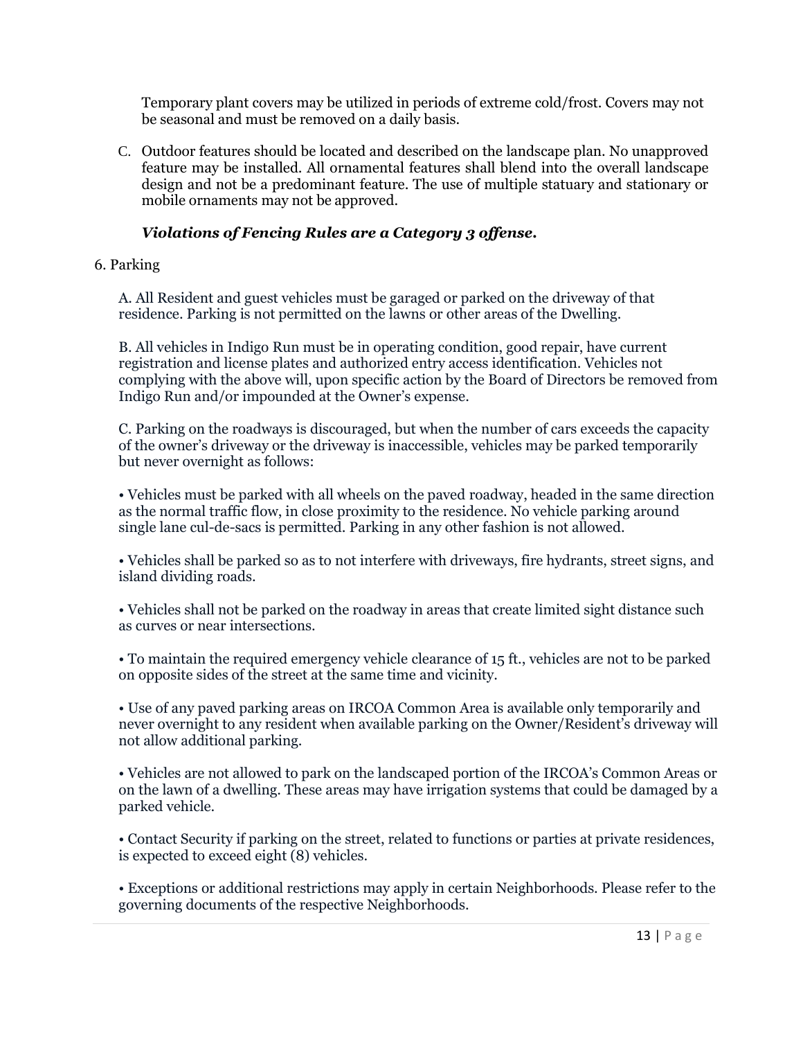Temporary plant covers may be utilized in periods of extreme cold/frost. Covers may not be seasonal and must be removed on a daily basis.

C. Outdoor features should be located and described on the landscape plan. No unapproved feature may be installed. All ornamental features shall blend into the overall landscape design and not be a predominant feature. The use of multiple statuary and stationary or mobile ornaments may not be approved.

***Violations of Fencing Rules are a Category 3 offense.***

6. Parking

A. All Resident and guest vehicles must be garaged or parked on the driveway of that residence. Parking is not permitted on the lawns or other areas of the Dwelling.

B. All vehicles in Indigo Run must be in operating condition, good repair, have current registration and license plates and authorized entry access identification. Vehicles not complying with the above will, upon specific action by the Board of Directors be removed from Indigo Run and/or impounded at the Owner's expense.

C. Parking on the roadways is discouraged, but when the number of cars exceeds the capacity of the owner's driveway or the driveway is inaccessible, vehicles may be parked temporarily but never overnight as follows:

- Vehicles must be parked with all wheels on the paved roadway, headed in the same direction as the normal traffic flow, in close proximity to the residence. No vehicle parking around single lane cul-de-sacs is permitted. Parking in any other fashion is not allowed.

- Vehicles shall be parked so as to not interfere with driveways, fire hydrants, street signs, and island dividing roads.

- Vehicles shall not be parked on the roadway in areas that create limited sight distance such as curves or near intersections.

- To maintain the required emergency vehicle clearance of 15 ft., vehicles are not to be parked on opposite sides of the street at the same time and vicinity.

- Use of any paved parking areas on IRCOA Common Area is available only temporarily and never overnight to any resident when available parking on the Owner/Resident's driveway will not allow additional parking.

- Vehicles are not allowed to park on the landscaped portion of the IRCOA's Common Areas or on the lawn of a dwelling. These areas may have irrigation systems that could be damaged by a parked vehicle.

- Contact Security if parking on the street, related to functions or parties at private residences, is expected to exceed eight (8) vehicles.

- Exceptions or additional restrictions may apply in certain Neighborhoods. Please refer to the governing documents of the respective Neighborhoods.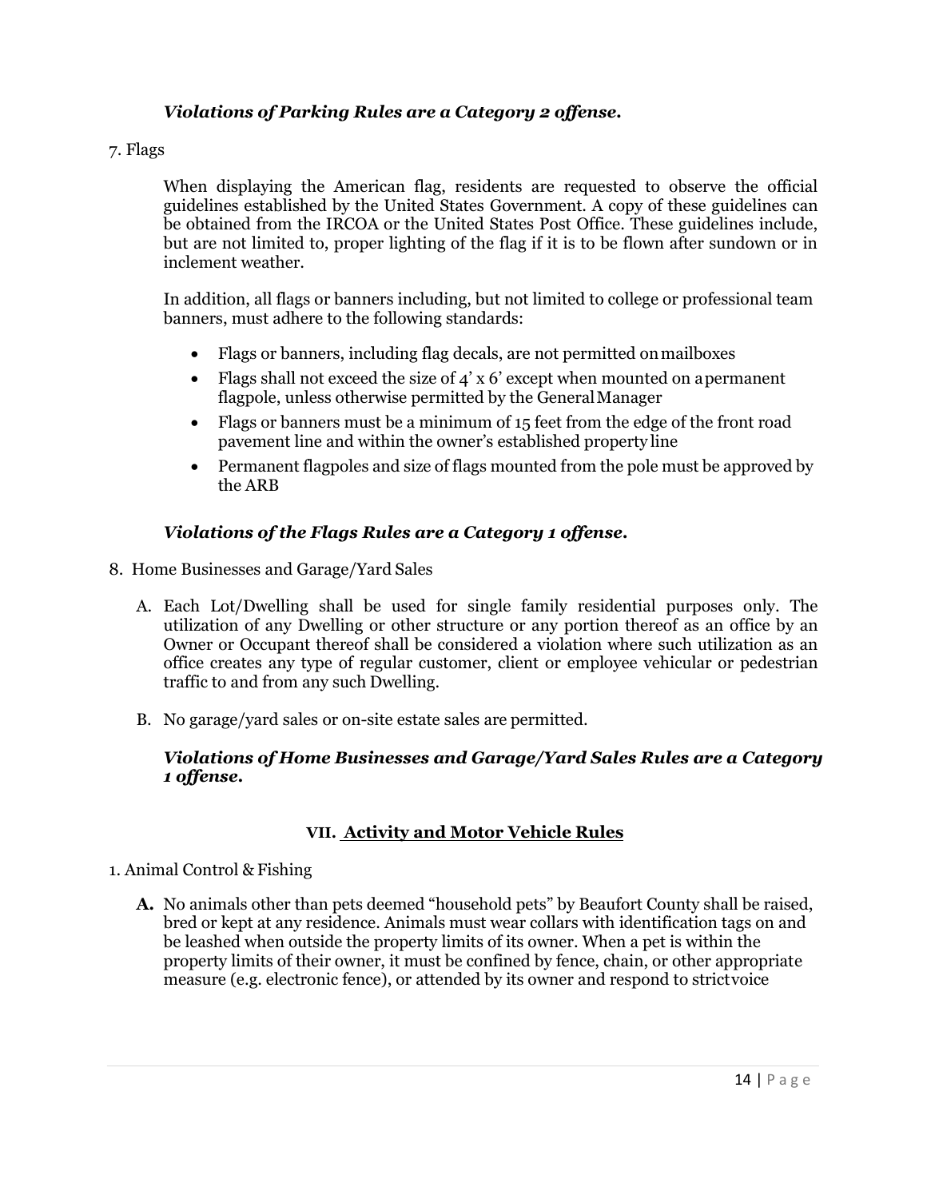***Violations of Parking Rules are a Category 2 offense.***

7. Flags

When displaying the American flag, residents are requested to observe the official guidelines established by the United States Government. A copy of these guidelines can be obtained from the IRCOA or the United States Post Office. These guidelines include, but are not limited to, proper lighting of the flag if it is to be flown after sundown or in inclement weather.

In addition, all flags or banners including, but not limited to college or professional team banners, must adhere to the following standards:

- Flags or banners, including flag decals, are not permitted on mailboxes
- Flags shall not exceed the size of 4' x 6' except when mounted on a permanent flagpole, unless otherwise permitted by the General Manager
- Flags or banners must be a minimum of 15 feet from the edge of the front road pavement line and within the owner's established property line
- Permanent flagpoles and size of flags mounted from the pole must be approved by the ARB

***Violations of the Flags Rules are a Category 1 offense.***

8. Home Businesses and Garage/Yard Sales

A. Each Lot/Dwelling shall be used for single family residential purposes only. The utilization of any Dwelling or other structure or any portion thereof as an office by an Owner or Occupant thereof shall be considered a violation where such utilization as an office creates any type of regular customer, client or employee vehicular or pedestrian traffic to and from any such Dwelling.

B. No garage/yard sales or on-site estate sales are permitted.

***Violations of Home Businesses and Garage/Yard Sales Rules are a Category 1 offense.***

## VII. Activity and Motor Vehicle Rules

1. Animal Control & Fishing

**A.** No animals other than pets deemed "household pets" by Beaufort County shall be raised, bred or kept at any residence. Animals must wear collars with identification tags on and be leashed when outside the property limits of its owner. When a pet is within the property limits of their owner, it must be confined by fence, chain, or other appropriate measure (e.g. electronic fence), or attended by its owner and respond to strict voice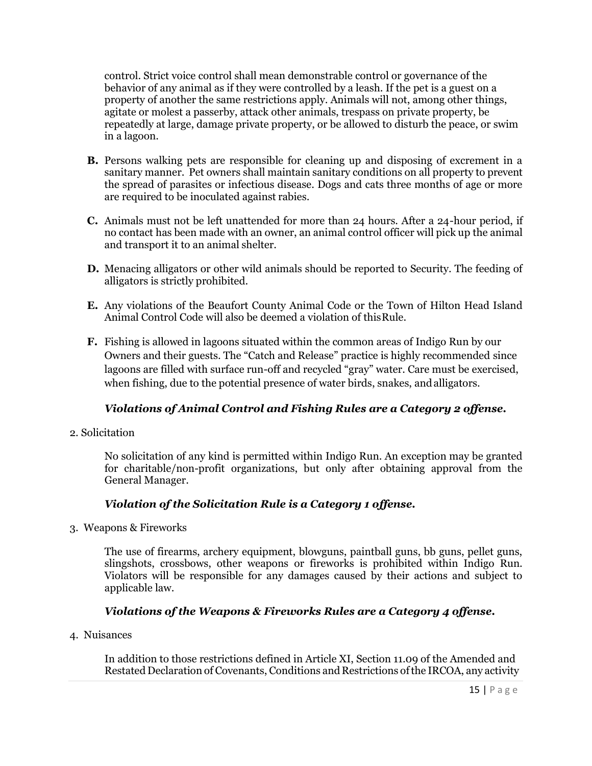control. Strict voice control shall mean demonstrable control or governance of the behavior of any animal as if they were controlled by a leash. If the pet is a guest on a property of another the same restrictions apply. Animals will not, among other things, agitate or molest a passerby, attack other animals, trespass on private property, be repeatedly at large, damage private property, or be allowed to disturb the peace, or swim in a lagoon.

**B.** Persons walking pets are responsible for cleaning up and disposing of excrement in a sanitary manner. Pet owners shall maintain sanitary conditions on all property to prevent the spread of parasites or infectious disease. Dogs and cats three months of age or more are required to be inoculated against rabies.

**C.** Animals must not be left unattended for more than 24 hours. After a 24-hour period, if no contact has been made with an owner, an animal control officer will pick up the animal and transport it to an animal shelter.

**D.** Menacing alligators or other wild animals should be reported to Security. The feeding of alligators is strictly prohibited.

**E.** Any violations of the Beaufort County Animal Code or the Town of Hilton Head Island Animal Control Code will also be deemed a violation of this Rule.

**F.** Fishing is allowed in lagoons situated within the common areas of Indigo Run by our Owners and their guests. The "Catch and Release" practice is highly recommended since lagoons are filled with surface run-off and recycled "gray" water. Care must be exercised, when fishing, due to the potential presence of water birds, snakes, and alligators.

***Violations of Animal Control and Fishing Rules are a Category 2 offense.***

2. Solicitation

No solicitation of any kind is permitted within Indigo Run. An exception may be granted for charitable/non-profit organizations, but only after obtaining approval from the General Manager.

***Violation of the Solicitation Rule is a Category 1 offense.***

3. Weapons & Fireworks

The use of firearms, archery equipment, blowguns, paintball guns, bb guns, pellet guns, slingshots, crossbows, other weapons or fireworks is prohibited within Indigo Run. Violators will be responsible for any damages caused by their actions and subject to applicable law.

***Violations of the Weapons & Fireworks Rules are a Category 4 offense.***

4. Nuisances

In addition to those restrictions defined in Article XI, Section 11.09 of the Amended and Restated Declaration of Covenants, Conditions and Restrictions of the IRCOA, any activity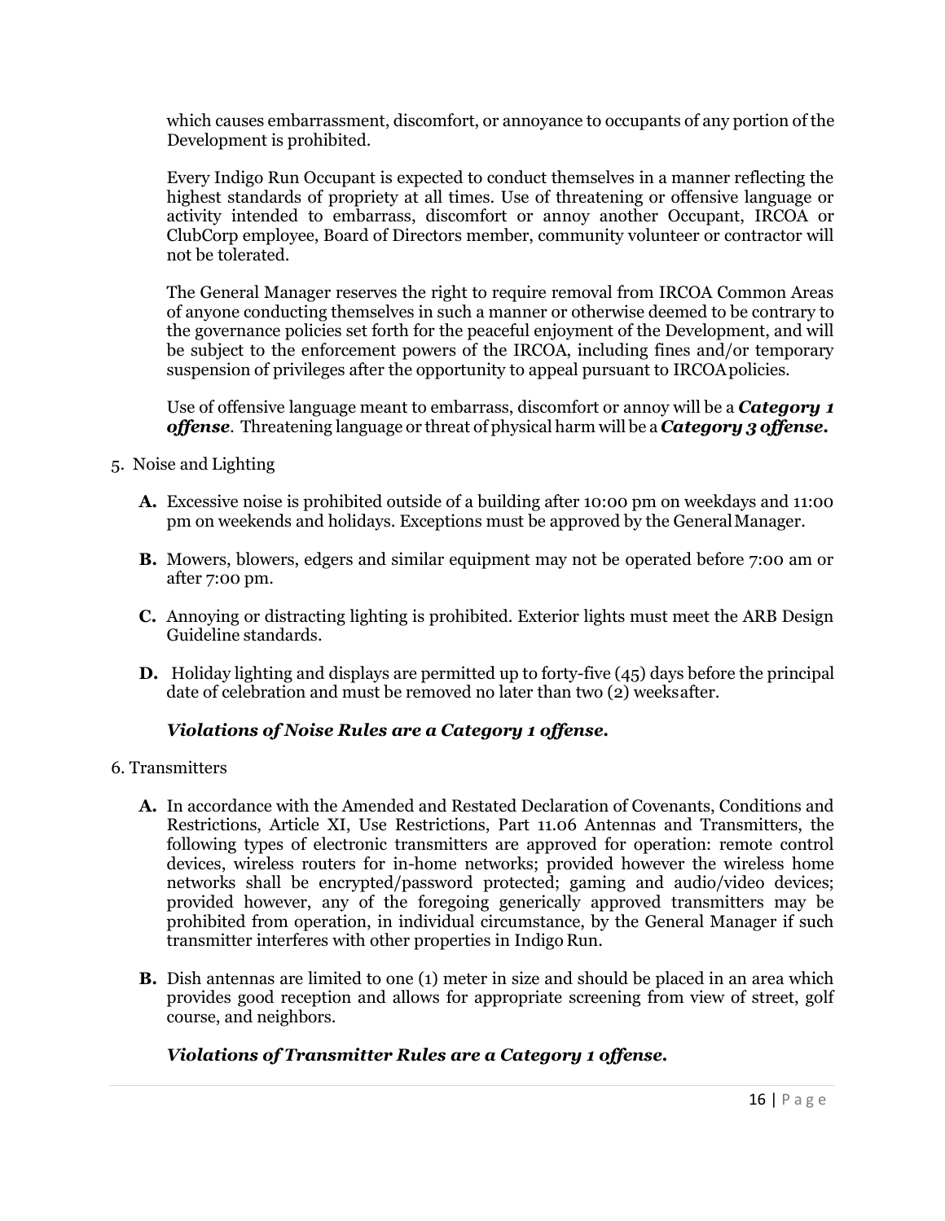which causes embarrassment, discomfort, or annoyance to occupants of any portion of the Development is prohibited.

Every Indigo Run Occupant is expected to conduct themselves in a manner reflecting the highest standards of propriety at all times. Use of threatening or offensive language or activity intended to embarrass, discomfort or annoy another Occupant, IRCOA or ClubCorp employee, Board of Directors member, community volunteer or contractor will not be tolerated.

The General Manager reserves the right to require removal from IRCOA Common Areas of anyone conducting themselves in such a manner or otherwise deemed to be contrary to the governance policies set forth for the peaceful enjoyment of the Development, and will be subject to the enforcement powers of the IRCOA, including fines and/or temporary suspension of privileges after the opportunity to appeal pursuant to IRCOA policies.

Use of offensive language meant to embarrass, discomfort or annoy will be a ***Category 1 offense***. Threatening language or threat of physical harm will be a ***Category 3 offense.***

5. Noise and Lighting

   **A.** Excessive noise is prohibited outside of a building after 10:00 pm on weekdays and 11:00 pm on weekends and holidays. Exceptions must be approved by the General Manager.

   **B.** Mowers, blowers, edgers and similar equipment may not be operated before 7:00 am or after 7:00 pm.

   **C.** Annoying or distracting lighting is prohibited. Exterior lights must meet the ARB Design Guideline standards.

   **D.** Holiday lighting and displays are permitted up to forty-five (45) days before the principal date of celebration and must be removed no later than two (2) weeks after.

   ***Violations of Noise Rules are a Category 1 offense.***

6. Transmitters

   **A.** In accordance with the Amended and Restated Declaration of Covenants, Conditions and Restrictions, Article XI, Use Restrictions, Part 11.06 Antennas and Transmitters, the following types of electronic transmitters are approved for operation: remote control devices, wireless routers for in-home networks; provided however the wireless home networks shall be encrypted/password protected; gaming and audio/video devices; provided however, any of the foregoing generically approved transmitters may be prohibited from operation, in individual circumstance, by the General Manager if such transmitter interferes with other properties in Indigo Run.

   **B.** Dish antennas are limited to one (1) meter in size and should be placed in an area which provides good reception and allows for appropriate screening from view of street, golf course, and neighbors.

   ***Violations of Transmitter Rules are a Category 1 offense.***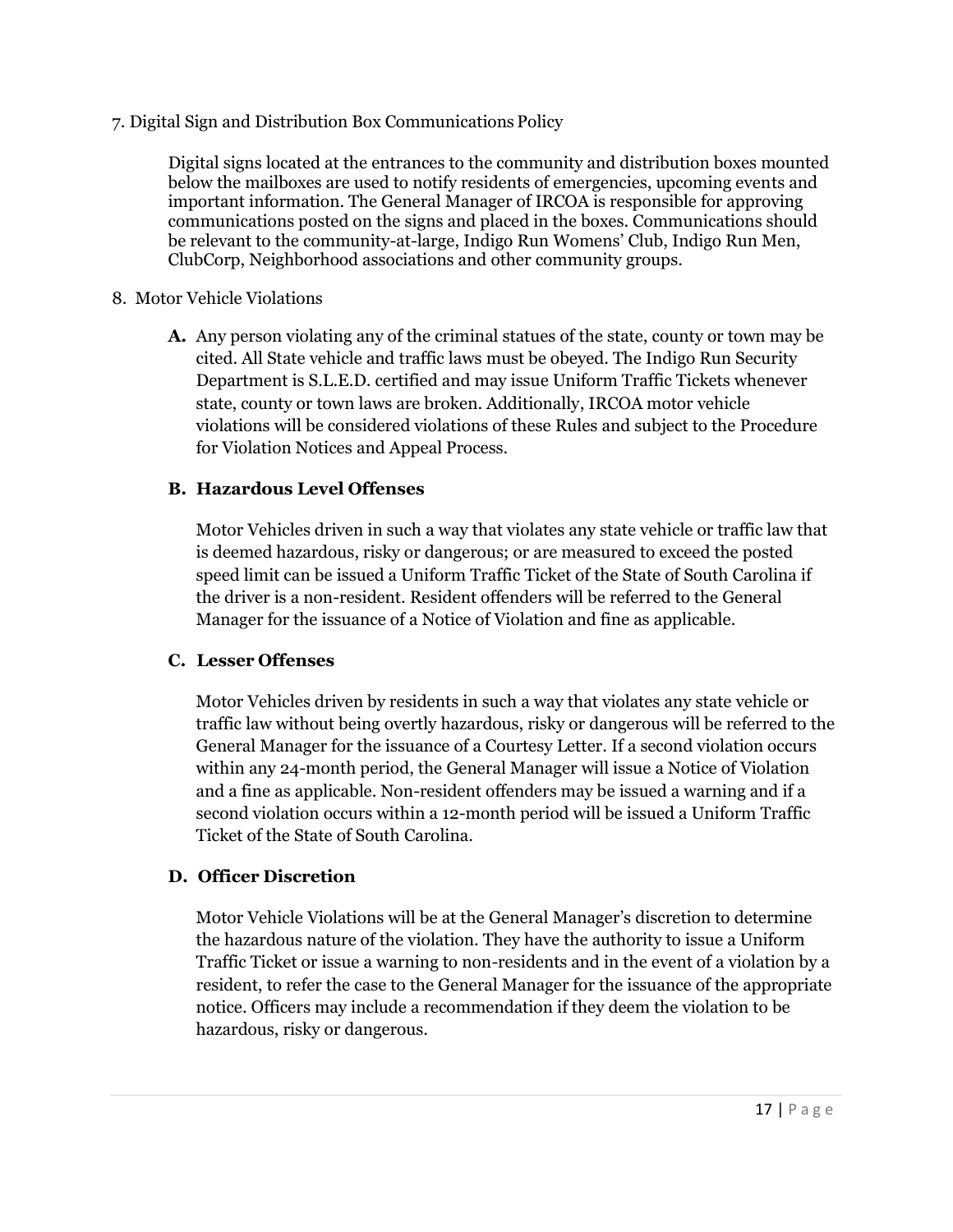7. Digital Sign and Distribution Box Communications Policy

Digital signs located at the entrances to the community and distribution boxes mounted below the mailboxes are used to notify residents of emergencies, upcoming events and important information. The General Manager of IRCOA is responsible for approving communications posted on the signs and placed in the boxes. Communications should be relevant to the community-at-large, Indigo Run Womens' Club, Indigo Run Men, ClubCorp, Neighborhood associations and other community groups.

8. Motor Vehicle Violations

**A.** Any person violating any of the criminal statues of the state, county or town may be cited. All State vehicle and traffic laws must be obeyed. The Indigo Run Security Department is S.L.E.D. certified and may issue Uniform Traffic Tickets whenever state, county or town laws are broken. Additionally, IRCOA motor vehicle violations will be considered violations of these Rules and subject to the Procedure for Violation Notices and Appeal Process.

**B. Hazardous Level Offenses**

Motor Vehicles driven in such a way that violates any state vehicle or traffic law that is deemed hazardous, risky or dangerous; or are measured to exceed the posted speed limit can be issued a Uniform Traffic Ticket of the State of South Carolina if the driver is a non-resident. Resident offenders will be referred to the General Manager for the issuance of a Notice of Violation and fine as applicable.

**C. Lesser Offenses**

Motor Vehicles driven by residents in such a way that violates any state vehicle or traffic law without being overtly hazardous, risky or dangerous will be referred to the General Manager for the issuance of a Courtesy Letter. If a second violation occurs within any 24-month period, the General Manager will issue a Notice of Violation and a fine as applicable. Non-resident offenders may be issued a warning and if a second violation occurs within a 12-month period will be issued a Uniform Traffic Ticket of the State of South Carolina.

**D. Officer Discretion**

Motor Vehicle Violations will be at the General Manager's discretion to determine the hazardous nature of the violation. They have the authority to issue a Uniform Traffic Ticket or issue a warning to non-residents and in the event of a violation by a resident, to refer the case to the General Manager for the issuance of the appropriate notice. Officers may include a recommendation if they deem the violation to be hazardous, risky or dangerous.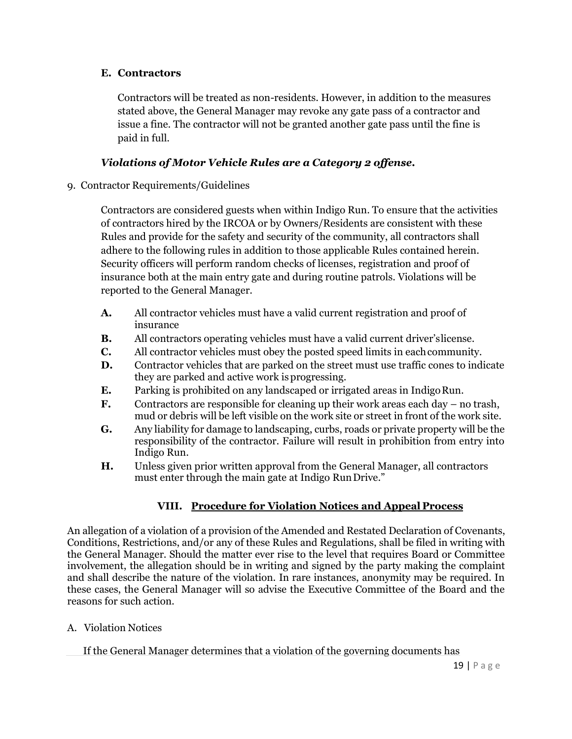**E. Contractors**

Contractors will be treated as non-residents. However, in addition to the measures stated above, the General Manager may revoke any gate pass of a contractor and issue a fine. The contractor will not be granted another gate pass until the fine is paid in full.

***Violations of Motor Vehicle Rules are a Category 2 offense.***

9. Contractor Requirements/Guidelines

Contractors are considered guests when within Indigo Run. To ensure that the activities of contractors hired by the IRCOA or by Owners/Residents are consistent with these Rules and provide for the safety and security of the community, all contractors shall adhere to the following rules in addition to those applicable Rules contained herein. Security officers will perform random checks of licenses, registration and proof of insurance both at the main entry gate and during routine patrols. Violations will be reported to the General Manager.

- **A.** All contractor vehicles must have a valid current registration and proof of insurance
- **B.** All contractors operating vehicles must have a valid current driver's license.
- **C.** All contractor vehicles must obey the posted speed limits in each community.
- **D.** Contractor vehicles that are parked on the street must use traffic cones to indicate they are parked and active work is progressing.
- **E.** Parking is prohibited on any landscaped or irrigated areas in Indigo Run.
- **F.** Contractors are responsible for cleaning up their work areas each day – no trash, mud or debris will be left visible on the work site or street in front of the work site.
- **G.** Any liability for damage to landscaping, curbs, roads or private property will be the responsibility of the contractor. Failure will result in prohibition from entry into Indigo Run.
- **H.** Unless given prior written approval from the General Manager, all contractors must enter through the main gate at Indigo Run Drive."

## VIII. Procedure for Violation Notices and Appeal Process

An allegation of a violation of a provision of the Amended and Restated Declaration of Covenants, Conditions, Restrictions, and/or any of these Rules and Regulations, shall be filed in writing with the General Manager. Should the matter ever rise to the level that requires Board or Committee involvement, the allegation should be in writing and signed by the party making the complaint and shall describe the nature of the violation. In rare instances, anonymity may be required. In these cases, the General Manager will so advise the Executive Committee of the Board and the reasons for such action.

A. Violation Notices

If the General Manager determines that a violation of the governing documents has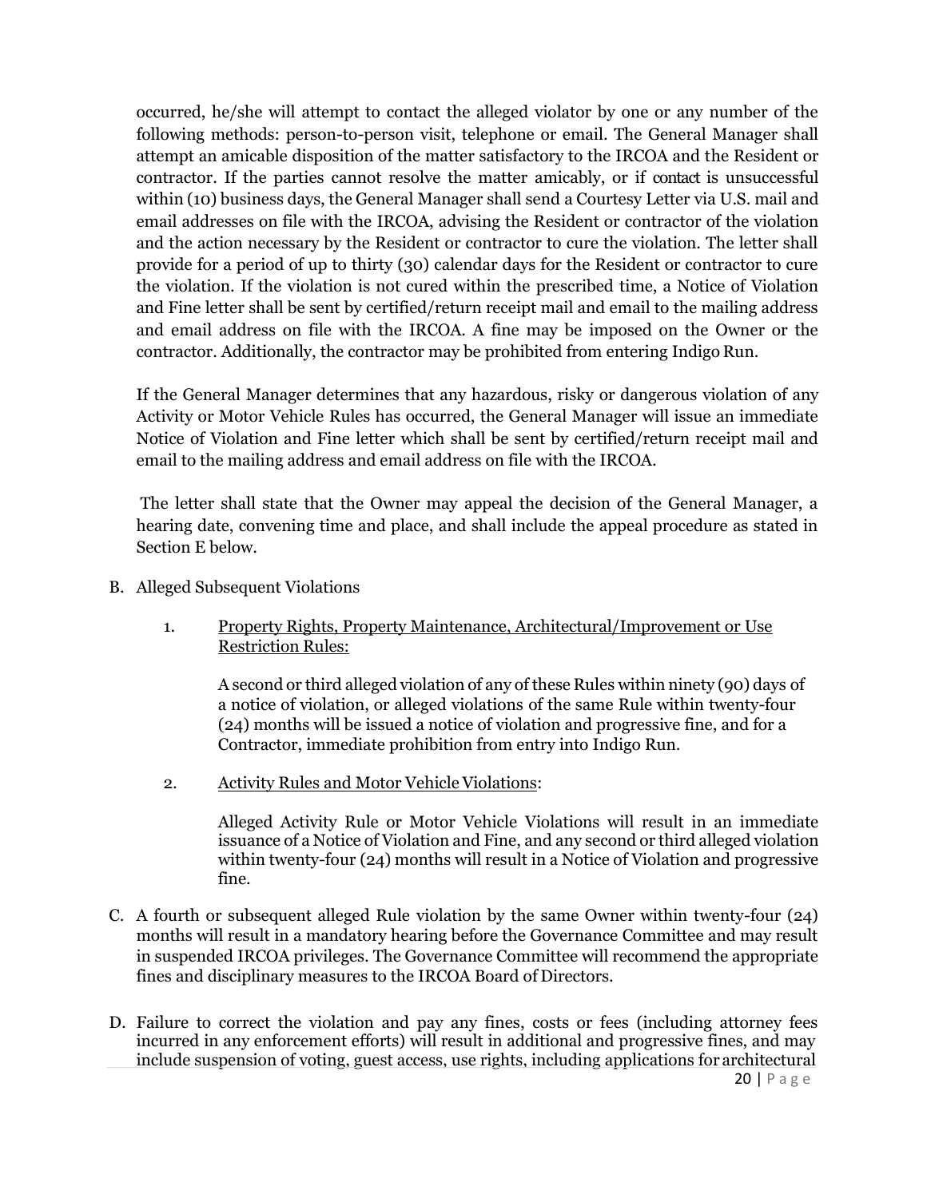occurred, he/she will attempt to contact the alleged violator by one or any number of the following methods: person-to-person visit, telephone or email. The General Manager shall attempt an amicable disposition of the matter satisfactory to the IRCOA and the Resident or contractor. If the parties cannot resolve the matter amicably, or if contact is unsuccessful within (10) business days, the General Manager shall send a Courtesy Letter via U.S. mail and email addresses on file with the IRCOA, advising the Resident or contractor of the violation and the action necessary by the Resident or contractor to cure the violation. The letter shall provide for a period of up to thirty (30) calendar days for the Resident or contractor to cure the violation. If the violation is not cured within the prescribed time, a Notice of Violation and Fine letter shall be sent by certified/return receipt mail and email to the mailing address and email address on file with the IRCOA. A fine may be imposed on the Owner or the contractor. Additionally, the contractor may be prohibited from entering Indigo Run.

If the General Manager determines that any hazardous, risky or dangerous violation of any Activity or Motor Vehicle Rules has occurred, the General Manager will issue an immediate Notice of Violation and Fine letter which shall be sent by certified/return receipt mail and email to the mailing address and email address on file with the IRCOA.

The letter shall state that the Owner may appeal the decision of the General Manager, a hearing date, convening time and place, and shall include the appeal procedure as stated in Section E below.

B. Alleged Subsequent Violations

1. Property Rights, Property Maintenance, Architectural/Improvement or Use Restriction Rules:

   A second or third alleged violation of any of these Rules within ninety (90) days of a notice of violation, or alleged violations of the same Rule within twenty-four (24) months will be issued a notice of violation and progressive fine, and for a Contractor, immediate prohibition from entry into Indigo Run.

2. Activity Rules and Motor Vehicle Violations:

   Alleged Activity Rule or Motor Vehicle Violations will result in an immediate issuance of a Notice of Violation and Fine, and any second or third alleged violation within twenty-four (24) months will result in a Notice of Violation and progressive fine.

C. A fourth or subsequent alleged Rule violation by the same Owner within twenty-four (24) months will result in a mandatory hearing before the Governance Committee and may result in suspended IRCOA privileges. The Governance Committee will recommend the appropriate fines and disciplinary measures to the IRCOA Board of Directors.

D. Failure to correct the violation and pay any fines, costs or fees (including attorney fees incurred in any enforcement efforts) will result in additional and progressive fines, and may include suspension of voting, guest access, use rights, including applications for architectural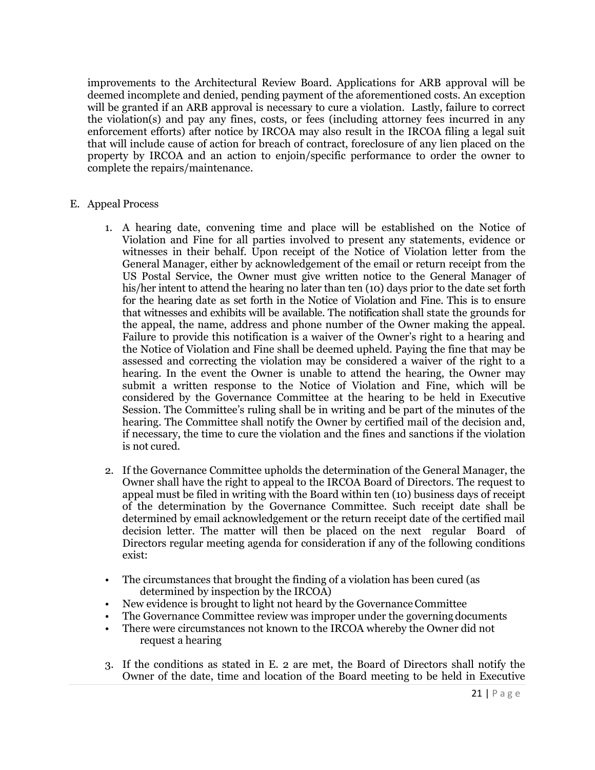improvements to the Architectural Review Board. Applications for ARB approval will be deemed incomplete and denied, pending payment of the aforementioned costs. An exception will be granted if an ARB approval is necessary to cure a violation. Lastly, failure to correct the violation(s) and pay any fines, costs, or fees (including attorney fees incurred in any enforcement efforts) after notice by IRCOA may also result in the IRCOA filing a legal suit that will include cause of action for breach of contract, foreclosure of any lien placed on the property by IRCOA and an action to enjoin/specific performance to order the owner to complete the repairs/maintenance.

E. Appeal Process

1. A hearing date, convening time and place will be established on the Notice of Violation and Fine for all parties involved to present any statements, evidence or witnesses in their behalf. Upon receipt of the Notice of Violation letter from the General Manager, either by acknowledgement of the email or return receipt from the US Postal Service, the Owner must give written notice to the General Manager of his/her intent to attend the hearing no later than ten (10) days prior to the date set forth for the hearing date as set forth in the Notice of Violation and Fine. This is to ensure that witnesses and exhibits will be available. The notification shall state the grounds for the appeal, the name, address and phone number of the Owner making the appeal. Failure to provide this notification is a waiver of the Owner's right to a hearing and the Notice of Violation and Fine shall be deemed upheld. Paying the fine that may be assessed and correcting the violation may be considered a waiver of the right to a hearing. In the event the Owner is unable to attend the hearing, the Owner may submit a written response to the Notice of Violation and Fine, which will be considered by the Governance Committee at the hearing to be held in Executive Session. The Committee's ruling shall be in writing and be part of the minutes of the hearing. The Committee shall notify the Owner by certified mail of the decision and, if necessary, the time to cure the violation and the fines and sanctions if the violation is not cured.

2. If the Governance Committee upholds the determination of the General Manager, the Owner shall have the right to appeal to the IRCOA Board of Directors. The request to appeal must be filed in writing with the Board within ten (10) business days of receipt of the determination by the Governance Committee. Such receipt date shall be determined by email acknowledgement or the return receipt date of the certified mail decision letter. The matter will then be placed on the next regular Board of Directors regular meeting agenda for consideration if any of the following conditions exist:

- The circumstances that brought the finding of a violation has been cured (as determined by inspection by the IRCOA)
- New evidence is brought to light not heard by the Governance Committee
- The Governance Committee review was improper under the governing documents
- There were circumstances not known to the IRCOA whereby the Owner did not request a hearing

3. If the conditions as stated in E. 2 are met, the Board of Directors shall notify the Owner of the date, time and location of the Board meeting to be held in Executive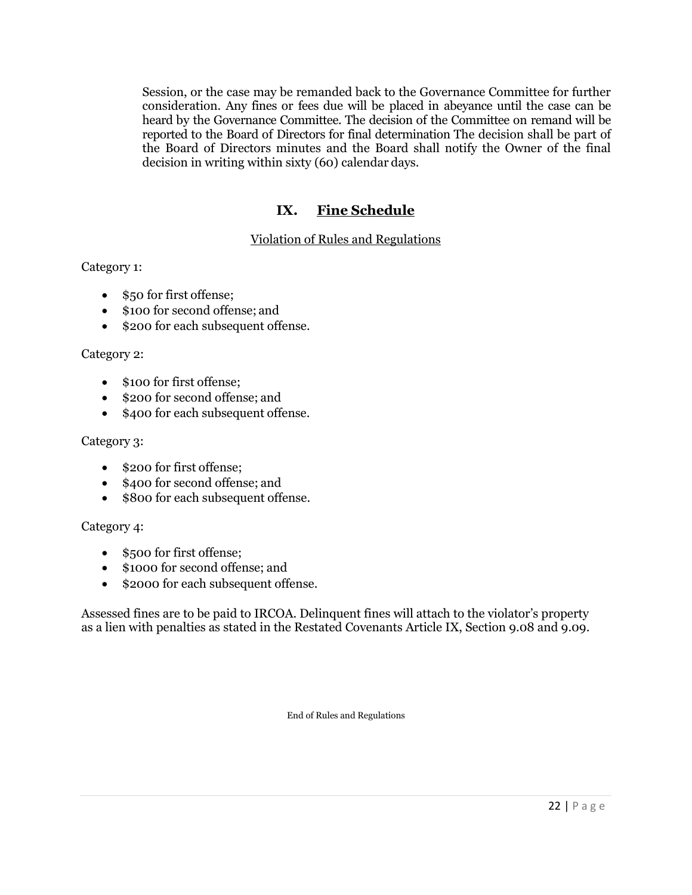Session, or the case may be remanded back to the Governance Committee for further consideration. Any fines or fees due will be placed in abeyance until the case can be heard by the Governance Committee. The decision of the Committee on remand will be reported to the Board of Directors for final determination The decision shall be part of the Board of Directors minutes and the Board shall notify the Owner of the final decision in writing within sixty (60) calendar days.

## IX. Fine Schedule

Violation of Rules and Regulations

Category 1:

- $50 for first offense;
- $100 for second offense; and
- $200 for each subsequent offense.

Category 2:

- $100 for first offense;
- $200 for second offense; and
- $400 for each subsequent offense.

Category 3:

- $200 for first offense;
- $400 for second offense; and
- $800 for each subsequent offense.

Category 4:

- $500 for first offense;
- $1000 for second offense; and
- $2000 for each subsequent offense.

Assessed fines are to be paid to IRCOA. Delinquent fines will attach to the violator's property as a lien with penalties as stated in the Restated Covenants Article IX, Section 9.08 and 9.09.

End of Rules and Regulations